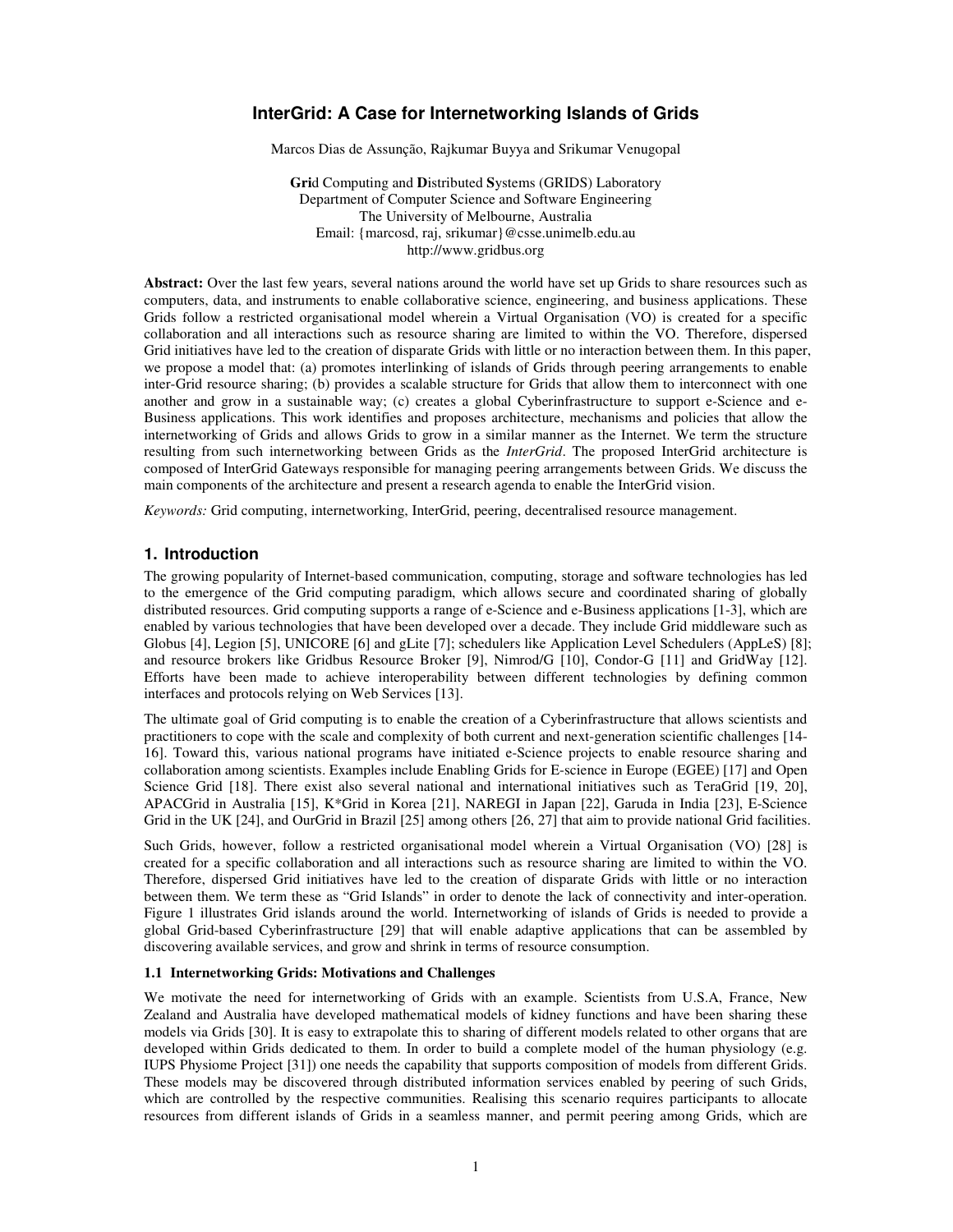# InterGrid: A Case for Internetworking Islands of Grids

Marcos Dias de Assunção, Rajkumar Buyya and Srikumar Venugopal

**Gri**d Computing and **D**istributed **S**ystems (GRIDS) Laboratory
Department of Computer Science and Software Engineering
The University of Melbourne, Australia
Email: {marcosd, raj, srikumar}@csse.unimelb.edu.au
http://www.gridbus.org

**Abstract:** Over the last few years, several nations around the world have set up Grids to share resources such as computers, data, and instruments to enable collaborative science, engineering, and business applications. These Grids follow a restricted organisational model wherein a Virtual Organisation (VO) is created for a specific collaboration and all interactions such as resource sharing are limited to within the VO. Therefore, dispersed Grid initiatives have led to the creation of disparate Grids with little or no interaction between them. In this paper, we propose a model that: (a) promotes interlinking of islands of Grids through peering arrangements to enable inter-Grid resource sharing; (b) provides a scalable structure for Grids that allow them to interconnect with one another and grow in a sustainable way; (c) creates a global Cyberinfrastructure to support e-Science and e-Business applications. This work identifies and proposes architecture, mechanisms and policies that allow the internetworking of Grids and allows Grids to grow in a similar manner as the Internet. We term the structure resulting from such internetworking between Grids as the *InterGrid*. The proposed InterGrid architecture is composed of InterGrid Gateways responsible for managing peering arrangements between Grids. We discuss the main components of the architecture and present a research agenda to enable the InterGrid vision.

*Keywords:* Grid computing, internetworking, InterGrid, peering, decentralised resource management.

## 1. Introduction

The growing popularity of Internet-based communication, computing, storage and software technologies has led to the emergence of the Grid computing paradigm, which allows secure and coordinated sharing of globally distributed resources. Grid computing supports a range of e-Science and e-Business applications [1-3], which are enabled by various technologies that have been developed over a decade. They include Grid middleware such as Globus [4], Legion [5], UNICORE [6] and gLite [7]; schedulers like Application Level Schedulers (AppLeS) [8]; and resource brokers like Gridbus Resource Broker [9], Nimrod/G [10], Condor-G [11] and GridWay [12]. Efforts have been made to achieve interoperability between different technologies by defining common interfaces and protocols relying on Web Services [13].

The ultimate goal of Grid computing is to enable the creation of a Cyberinfrastructure that allows scientists and practitioners to cope with the scale and complexity of both current and next-generation scientific challenges [14-16]. Toward this, various national programs have initiated e-Science projects to enable resource sharing and collaboration among scientists. Examples include Enabling Grids for E-science in Europe (EGEE) [17] and Open Science Grid [18]. There exist also several national and international initiatives such as TeraGrid [19, 20], APACGrid in Australia [15], K*Grid in Korea [21], NAREGI in Japan [22], Garuda in India [23], E-Science Grid in the UK [24], and OurGrid in Brazil [25] among others [26, 27] that aim to provide national Grid facilities.

Such Grids, however, follow a restricted organisational model wherein a Virtual Organisation (VO) [28] is created for a specific collaboration and all interactions such as resource sharing are limited to within the VO. Therefore, dispersed Grid initiatives have led to the creation of disparate Grids with little or no interaction between them. We term these as "Grid Islands" in order to denote the lack of connectivity and inter-operation. Figure 1 illustrates Grid islands around the world. Internetworking of islands of Grids is needed to provide a global Grid-based Cyberinfrastructure [29] that will enable adaptive applications that can be assembled by discovering available services, and grow and shrink in terms of resource consumption.

### 1.1 Internetworking Grids: Motivations and Challenges

We motivate the need for internetworking of Grids with an example. Scientists from U.S.A, France, New Zealand and Australia have developed mathematical models of kidney functions and have been sharing these models via Grids [30]. It is easy to extrapolate this to sharing of different models related to other organs that are developed within Grids dedicated to them. In order to build a complete model of the human physiology (e.g. IUPS Physiome Project [31]) one needs the capability that supports composition of models from different Grids. These models may be discovered through distributed information services enabled by peering of such Grids, which are controlled by the respective communities. Realising this scenario requires participants to allocate resources from different islands of Grids in a seamless manner, and permit peering among Grids, which are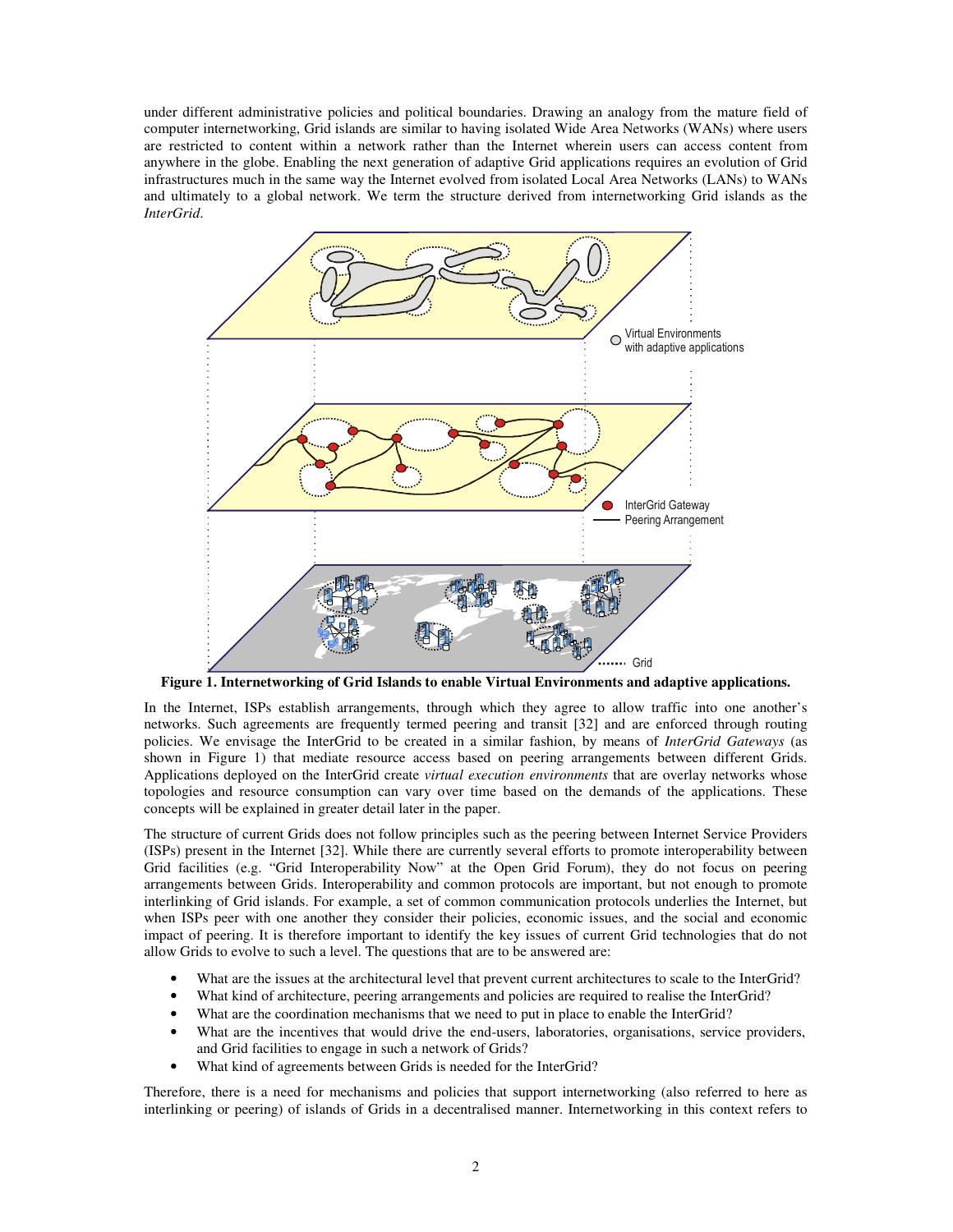under different administrative policies and political boundaries. Drawing an analogy from the mature field of computer internetworking, Grid islands are similar to having isolated Wide Area Networks (WANs) where users are restricted to content within a network rather than the Internet wherein users can access content from anywhere in the globe. Enabling the next generation of adaptive Grid applications requires an evolution of Grid infrastructures much in the same way the Internet evolved from isolated Local Area Networks (LANs) to WANs and ultimately to a global network. We term the structure derived from internetworking Grid islands as the *InterGrid*.

**Figure 1. Internetworking of Grid Islands to enable Virtual Environments and adaptive applications.**

In the Internet, ISPs establish arrangements, through which they agree to allow traffic into one another's networks. Such agreements are frequently termed peering and transit [32] and are enforced through routing policies. We envisage the InterGrid to be created in a similar fashion, by means of *InterGrid Gateways* (as shown in Figure 1) that mediate resource access based on peering arrangements between different Grids. Applications deployed on the InterGrid create *virtual execution environments* that are overlay networks whose topologies and resource consumption can vary over time based on the demands of the applications. These concepts will be explained in greater detail later in the paper.

The structure of current Grids does not follow principles such as the peering between Internet Service Providers (ISPs) present in the Internet [32]. While there are currently several efforts to promote interoperability between Grid facilities (e.g. "Grid Interoperability Now" at the Open Grid Forum), they do not focus on peering arrangements between Grids. Interoperability and common protocols are important, but not enough to promote interlinking of Grid islands. For example, a set of common communication protocols underlies the Internet, but when ISPs peer with one another they consider their policies, economic issues, and the social and economic impact of peering. It is therefore important to identify the key issues of current Grid technologies that do not allow Grids to evolve to such a level. The questions that are to be answered are:

- What are the issues at the architectural level that prevent current architectures to scale to the InterGrid?
- What kind of architecture, peering arrangements and policies are required to realise the InterGrid?
- What are the coordination mechanisms that we need to put in place to enable the InterGrid?
- What are the incentives that would drive the end-users, laboratories, organisations, service providers, and Grid facilities to engage in such a network of Grids?
- What kind of agreements between Grids is needed for the InterGrid?

Therefore, there is a need for mechanisms and policies that support internetworking (also referred to here as interlinking or peering) of islands of Grids in a decentralised manner. Internetworking in this context refers to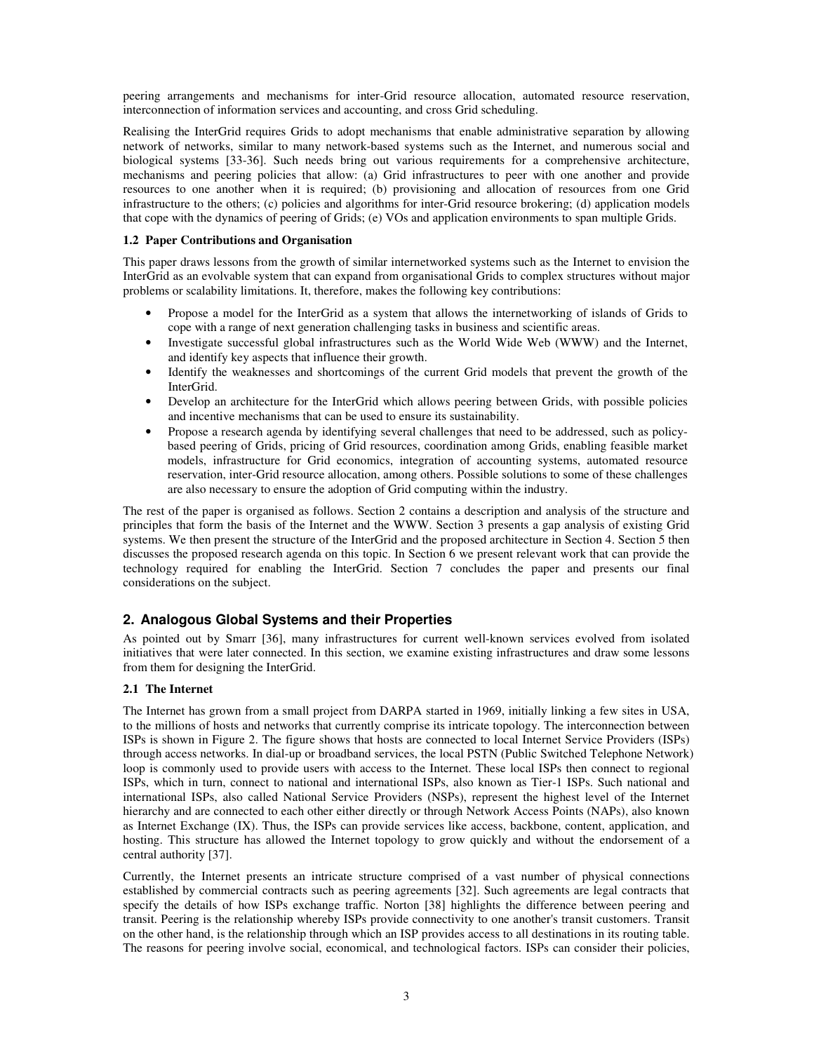peering arrangements and mechanisms for inter-Grid resource allocation, automated resource reservation, interconnection of information services and accounting, and cross Grid scheduling.

Realising the InterGrid requires Grids to adopt mechanisms that enable administrative separation by allowing network of networks, similar to many network-based systems such as the Internet, and numerous social and biological systems [33-36]. Such needs bring out various requirements for a comprehensive architecture, mechanisms and peering policies that allow: (a) Grid infrastructures to peer with one another and provide resources to one another when it is required; (b) provisioning and allocation of resources from one Grid infrastructure to the others; (c) policies and algorithms for inter-Grid resource brokering; (d) application models that cope with the dynamics of peering of Grids; (e) VOs and application environments to span multiple Grids.

### 1.2 Paper Contributions and Organisation

This paper draws lessons from the growth of similar internetworked systems such as the Internet to envision the InterGrid as an evolvable system that can expand from organisational Grids to complex structures without major problems or scalability limitations. It, therefore, makes the following key contributions:

- Propose a model for the InterGrid as a system that allows the internetworking of islands of Grids to cope with a range of next generation challenging tasks in business and scientific areas.
- Investigate successful global infrastructures such as the World Wide Web (WWW) and the Internet, and identify key aspects that influence their growth.
- Identify the weaknesses and shortcomings of the current Grid models that prevent the growth of the InterGrid.
- Develop an architecture for the InterGrid which allows peering between Grids, with possible policies and incentive mechanisms that can be used to ensure its sustainability.
- Propose a research agenda by identifying several challenges that need to be addressed, such as policy-based peering of Grids, pricing of Grid resources, coordination among Grids, enabling feasible market models, infrastructure for Grid economics, integration of accounting systems, automated resource reservation, inter-Grid resource allocation, among others. Possible solutions to some of these challenges are also necessary to ensure the adoption of Grid computing within the industry.

The rest of the paper is organised as follows. Section 2 contains a description and analysis of the structure and principles that form the basis of the Internet and the WWW. Section 3 presents a gap analysis of existing Grid systems. We then present the structure of the InterGrid and the proposed architecture in Section 4. Section 5 then discusses the proposed research agenda on this topic. In Section 6 we present relevant work that can provide the technology required for enabling the InterGrid. Section 7 concludes the paper and presents our final considerations on the subject.

## 2. Analogous Global Systems and their Properties

As pointed out by Smarr [36], many infrastructures for current well-known services evolved from isolated initiatives that were later connected. In this section, we examine existing infrastructures and draw some lessons from them for designing the InterGrid.

### 2.1 The Internet

The Internet has grown from a small project from DARPA started in 1969, initially linking a few sites in USA, to the millions of hosts and networks that currently comprise its intricate topology. The interconnection between ISPs is shown in Figure 2. The figure shows that hosts are connected to local Internet Service Providers (ISPs) through access networks. In dial-up or broadband services, the local PSTN (Public Switched Telephone Network) loop is commonly used to provide users with access to the Internet. These local ISPs then connect to regional ISPs, which in turn, connect to national and international ISPs, also known as Tier-1 ISPs. Such national and international ISPs, also called National Service Providers (NSPs), represent the highest level of the Internet hierarchy and are connected to each other either directly or through Network Access Points (NAPs), also known as Internet Exchange (IX). Thus, the ISPs can provide services like access, backbone, content, application, and hosting. This structure has allowed the Internet topology to grow quickly and without the endorsement of a central authority [37].

Currently, the Internet presents an intricate structure comprised of a vast number of physical connections established by commercial contracts such as peering agreements [32]. Such agreements are legal contracts that specify the details of how ISPs exchange traffic. Norton [38] highlights the difference between peering and transit. Peering is the relationship whereby ISPs provide connectivity to one another's transit customers. Transit on the other hand, is the relationship through which an ISP provides access to all destinations in its routing table. The reasons for peering involve social, economical, and technological factors. ISPs can consider their policies,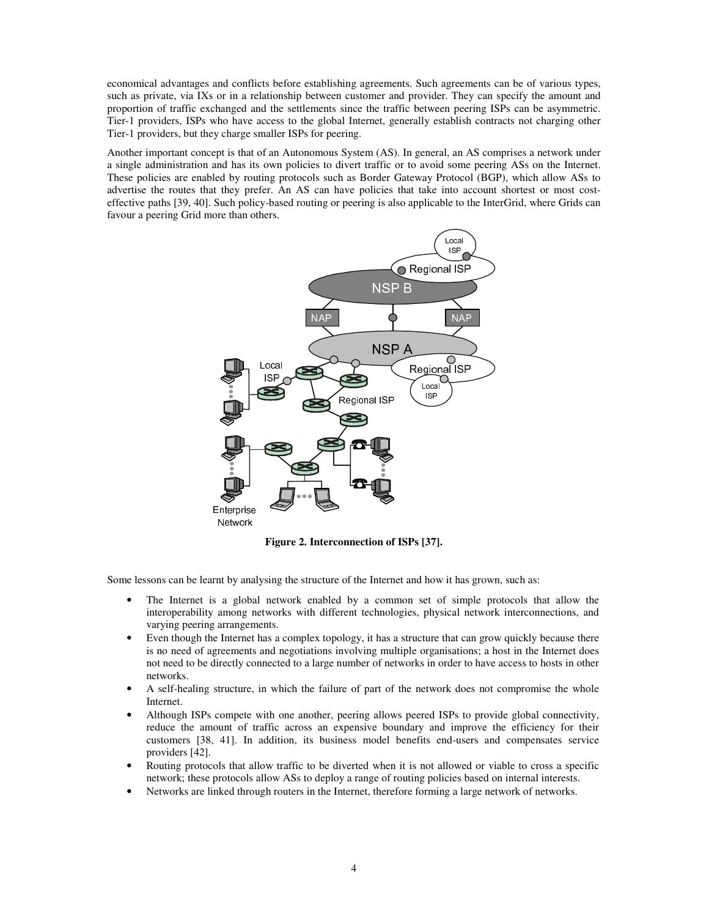economical advantages and conflicts before establishing agreements. Such agreements can be of various types, such as private, via IXs or in a relationship between customer and provider. They can specify the amount and proportion of traffic exchanged and the settlements since the traffic between peering ISPs can be asymmetric. Tier-1 providers, ISPs who have access to the global Internet, generally establish contracts not charging other Tier-1 providers, but they charge smaller ISPs for peering.

Another important concept is that of an Autonomous System (AS). In general, an AS comprises a network under a single administration and has its own policies to divert traffic or to avoid some peering ASs on the Internet. These policies are enabled by routing protocols such as Border Gateway Protocol (BGP), which allow ASs to advertise the routes that they prefer. An AS can have policies that take into account shortest or most cost-effective paths [39, 40]. Such policy-based routing or peering is also applicable to the InterGrid, where Grids can favour a peering Grid more than others.

**Figure 2. Interconnection of ISPs [37].**

Some lessons can be learnt by analysing the structure of the Internet and how it has grown, such as:

- The Internet is a global network enabled by a common set of simple protocols that allow the interoperability among networks with different technologies, physical network interconnections, and varying peering arrangements.
- Even though the Internet has a complex topology, it has a structure that can grow quickly because there is no need of agreements and negotiations involving multiple organisations; a host in the Internet does not need to be directly connected to a large number of networks in order to have access to hosts in other networks.
- A self-healing structure, in which the failure of part of the network does not compromise the whole Internet.
- Although ISPs compete with one another, peering allows peered ISPs to provide global connectivity, reduce the amount of traffic across an expensive boundary and improve the efficiency for their customers [38, 41]. In addition, its business model benefits end-users and compensates service providers [42].
- Routing protocols that allow traffic to be diverted when it is not allowed or viable to cross a specific network; these protocols allow ASs to deploy a range of routing policies based on internal interests.
- Networks are linked through routers in the Internet, therefore forming a large network of networks.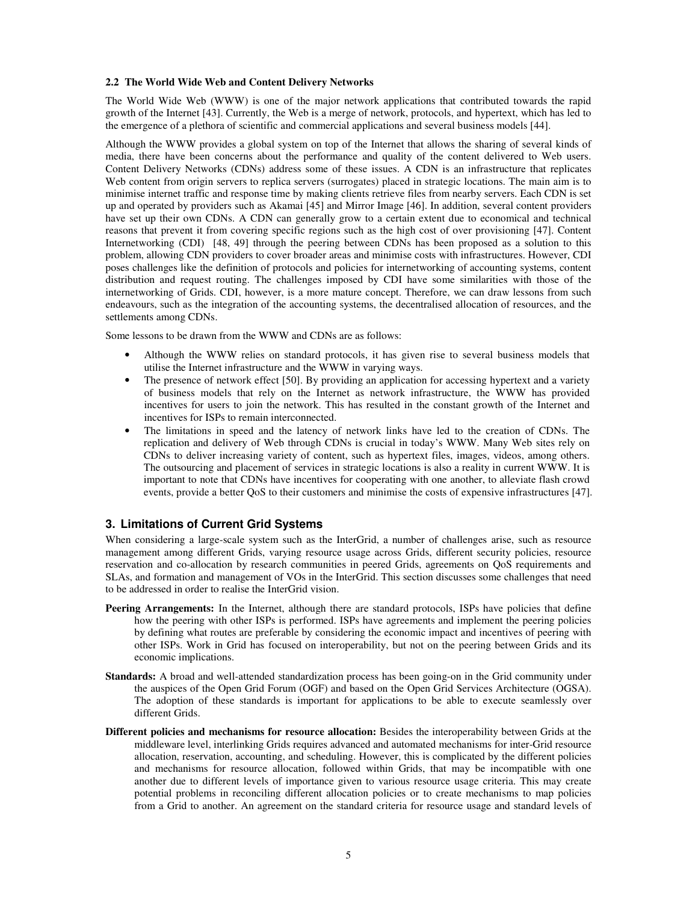### 2.2 The World Wide Web and Content Delivery Networks

The World Wide Web (WWW) is one of the major network applications that contributed towards the rapid growth of the Internet [43]. Currently, the Web is a merge of network, protocols, and hypertext, which has led to the emergence of a plethora of scientific and commercial applications and several business models [44].

Although the WWW provides a global system on top of the Internet that allows the sharing of several kinds of media, there have been concerns about the performance and quality of the content delivered to Web users. Content Delivery Networks (CDNs) address some of these issues. A CDN is an infrastructure that replicates Web content from origin servers to replica servers (surrogates) placed in strategic locations. The main aim is to minimise internet traffic and response time by making clients retrieve files from nearby servers. Each CDN is set up and operated by providers such as Akamai [45] and Mirror Image [46]. In addition, several content providers have set up their own CDNs. A CDN can generally grow to a certain extent due to economical and technical reasons that prevent it from covering specific regions such as the high cost of over provisioning [47]. Content Internetworking (CDI) [48, 49] through the peering between CDNs has been proposed as a solution to this problem, allowing CDN providers to cover broader areas and minimise costs with infrastructures. However, CDI poses challenges like the definition of protocols and policies for internetworking of accounting systems, content distribution and request routing. The challenges imposed by CDI have some similarities with those of the internetworking of Grids. CDI, however, is a more mature concept. Therefore, we can draw lessons from such endeavours, such as the integration of the accounting systems, the decentralised allocation of resources, and the settlements among CDNs.

Some lessons to be drawn from the WWW and CDNs are as follows:

- Although the WWW relies on standard protocols, it has given rise to several business models that utilise the Internet infrastructure and the WWW in varying ways.
- The presence of network effect [50]. By providing an application for accessing hypertext and a variety of business models that rely on the Internet as network infrastructure, the WWW has provided incentives for users to join the network. This has resulted in the constant growth of the Internet and incentives for ISPs to remain interconnected.
- The limitations in speed and the latency of network links have led to the creation of CDNs. The replication and delivery of Web through CDNs is crucial in today's WWW. Many Web sites rely on CDNs to deliver increasing variety of content, such as hypertext files, images, videos, among others. The outsourcing and placement of services in strategic locations is also a reality in current WWW. It is important to note that CDNs have incentives for cooperating with one another, to alleviate flash crowd events, provide a better QoS to their customers and minimise the costs of expensive infrastructures [47].

## 3. Limitations of Current Grid Systems

When considering a large-scale system such as the InterGrid, a number of challenges arise, such as resource management among different Grids, varying resource usage across Grids, different security policies, resource reservation and co-allocation by research communities in peered Grids, agreements on QoS requirements and SLAs, and formation and management of VOs in the InterGrid. This section discusses some challenges that need to be addressed in order to realise the InterGrid vision.

**Peering Arrangements:** In the Internet, although there are standard protocols, ISPs have policies that define how the peering with other ISPs is performed. ISPs have agreements and implement the peering policies by defining what routes are preferable by considering the economic impact and incentives of peering with other ISPs. Work in Grid has focused on interoperability, but not on the peering between Grids and its economic implications.

**Standards:** A broad and well-attended standardization process has been going-on in the Grid community under the auspices of the Open Grid Forum (OGF) and based on the Open Grid Services Architecture (OGSA). The adoption of these standards is important for applications to be able to execute seamlessly over different Grids.

**Different policies and mechanisms for resource allocation:** Besides the interoperability between Grids at the middleware level, interlinking Grids requires advanced and automated mechanisms for inter-Grid resource allocation, reservation, accounting, and scheduling. However, this is complicated by the different policies and mechanisms for resource allocation, followed within Grids, that may be incompatible with one another due to different levels of importance given to various resource usage criteria. This may create potential problems in reconciling different allocation policies or to create mechanisms to map policies from a Grid to another. An agreement on the standard criteria for resource usage and standard levels of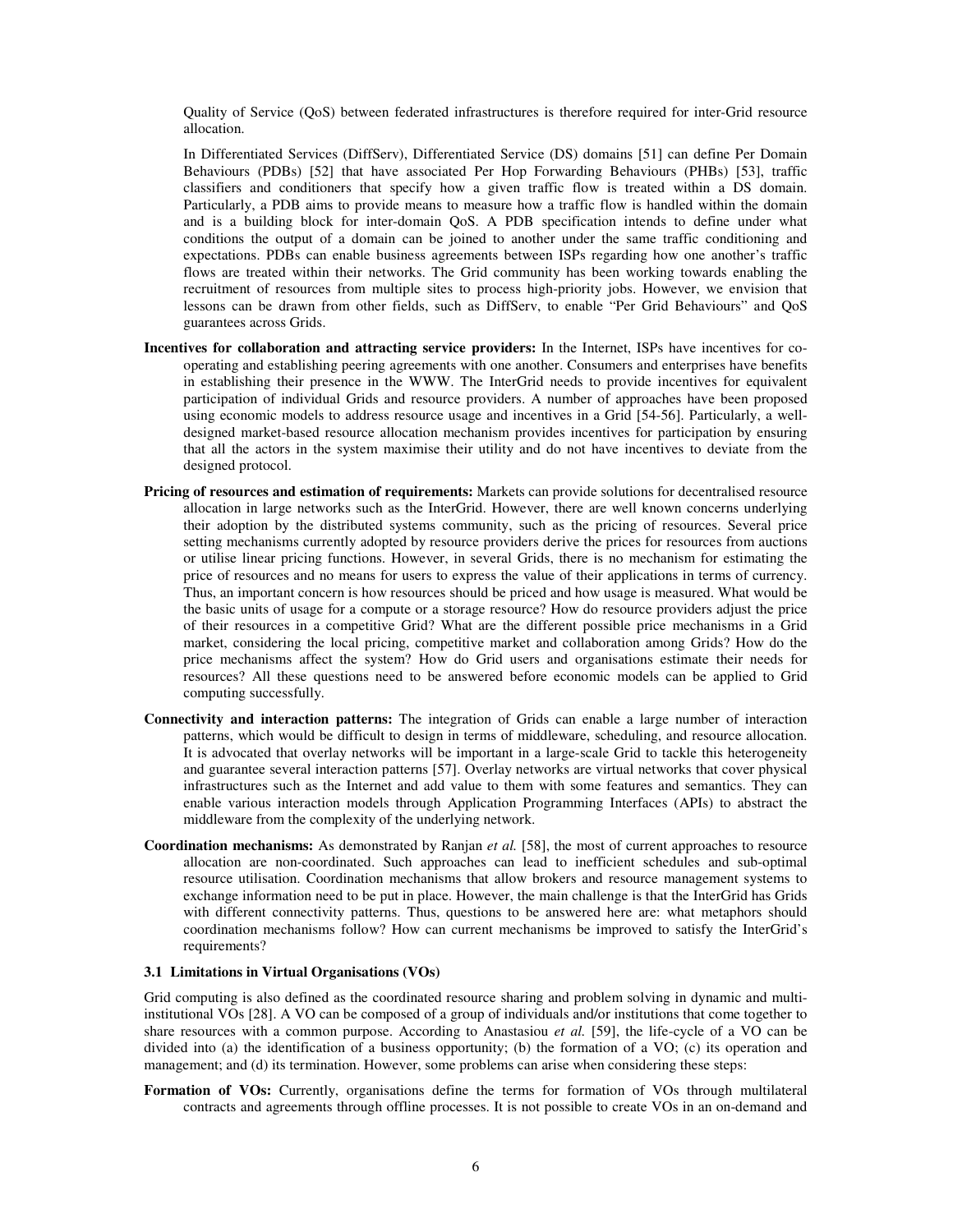Quality of Service (QoS) between federated infrastructures is therefore required for inter-Grid resource allocation.

In Differentiated Services (DiffServ), Differentiated Service (DS) domains [51] can define Per Domain Behaviours (PDBs) [52] that have associated Per Hop Forwarding Behaviours (PHBs) [53], traffic classifiers and conditioners that specify how a given traffic flow is treated within a DS domain. Particularly, a PDB aims to provide means to measure how a traffic flow is handled within the domain and is a building block for inter-domain QoS. A PDB specification intends to define under what conditions the output of a domain can be joined to another under the same traffic conditioning and expectations. PDBs can enable business agreements between ISPs regarding how one another's traffic flows are treated within their networks. The Grid community has been working towards enabling the recruitment of resources from multiple sites to process high-priority jobs. However, we envision that lessons can be drawn from other fields, such as DiffServ, to enable "Per Grid Behaviours" and QoS guarantees across Grids.

**Incentives for collaboration and attracting service providers:** In the Internet, ISPs have incentives for co-operating and establishing peering agreements with one another. Consumers and enterprises have benefits in establishing their presence in the WWW. The InterGrid needs to provide incentives for equivalent participation of individual Grids and resource providers. A number of approaches have been proposed using economic models to address resource usage and incentives in a Grid [54-56]. Particularly, a well-designed market-based resource allocation mechanism provides incentives for participation by ensuring that all the actors in the system maximise their utility and do not have incentives to deviate from the designed protocol.

**Pricing of resources and estimation of requirements:** Markets can provide solutions for decentralised resource allocation in large networks such as the InterGrid. However, there are well known concerns underlying their adoption by the distributed systems community, such as the pricing of resources. Several price setting mechanisms currently adopted by resource providers derive the prices for resources from auctions or utilise linear pricing functions. However, in several Grids, there is no mechanism for estimating the price of resources and no means for users to express the value of their applications in terms of currency. Thus, an important concern is how resources should be priced and how usage is measured. What would be the basic units of usage for a compute or a storage resource? How do resource providers adjust the price of their resources in a competitive Grid? What are the different possible price mechanisms in a Grid market, considering the local pricing, competitive market and collaboration among Grids? How do the price mechanisms affect the system? How do Grid users and organisations estimate their needs for resources? All these questions need to be answered before economic models can be applied to Grid computing successfully.

**Connectivity and interaction patterns:** The integration of Grids can enable a large number of interaction patterns, which would be difficult to design in terms of middleware, scheduling, and resource allocation. It is advocated that overlay networks will be important in a large-scale Grid to tackle this heterogeneity and guarantee several interaction patterns [57]. Overlay networks are virtual networks that cover physical infrastructures such as the Internet and add value to them with some features and semantics. They can enable various interaction models through Application Programming Interfaces (APIs) to abstract the middleware from the complexity of the underlying network.

**Coordination mechanisms:** As demonstrated by Ranjan *et al.* [58], the most of current approaches to resource allocation are non-coordinated. Such approaches can lead to inefficient schedules and sub-optimal resource utilisation. Coordination mechanisms that allow brokers and resource management systems to exchange information need to be put in place. However, the main challenge is that the InterGrid has Grids with different connectivity patterns. Thus, questions to be answered here are: what metaphors should coordination mechanisms follow? How can current mechanisms be improved to satisfy the InterGrid's requirements?

### 3.1 Limitations in Virtual Organisations (VOs)

Grid computing is also defined as the coordinated resource sharing and problem solving in dynamic and multi-institutional VOs [28]. A VO can be composed of a group of individuals and/or institutions that come together to share resources with a common purpose. According to Anastasiou *et al.* [59], the life-cycle of a VO can be divided into (a) the identification of a business opportunity; (b) the formation of a VO; (c) its operation and management; and (d) its termination. However, some problems can arise when considering these steps:

**Formation of VOs:** Currently, organisations define the terms for formation of VOs through multilateral contracts and agreements through offline processes. It is not possible to create VOs in an on-demand and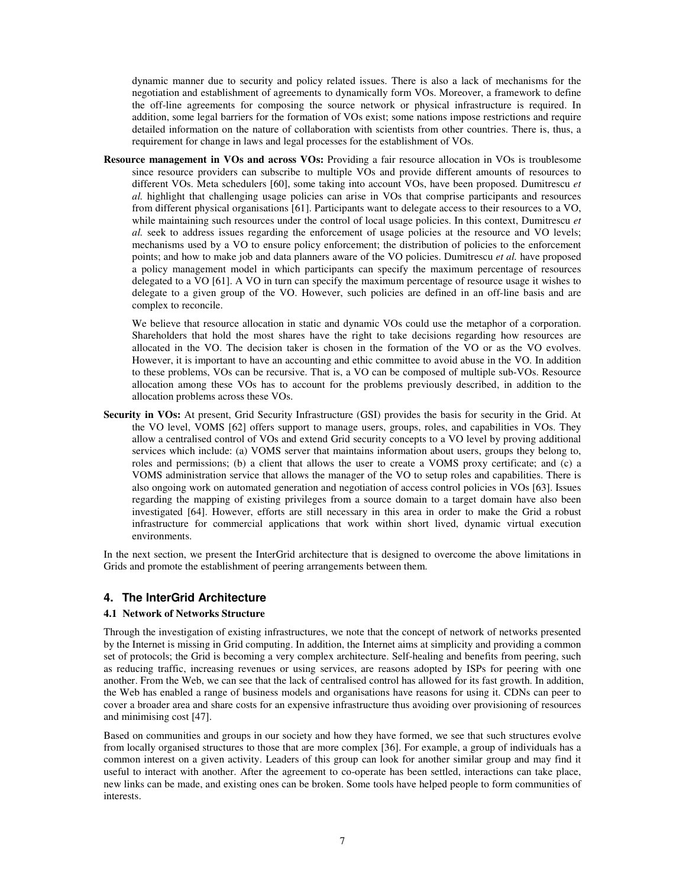dynamic manner due to security and policy related issues. There is also a lack of mechanisms for the negotiation and establishment of agreements to dynamically form VOs. Moreover, a framework to define the off-line agreements for composing the source network or physical infrastructure is required. In addition, some legal barriers for the formation of VOs exist; some nations impose restrictions and require detailed information on the nature of collaboration with scientists from other countries. There is, thus, a requirement for change in laws and legal processes for the establishment of VOs.

**Resource management in VOs and across VOs:** Providing a fair resource allocation in VOs is troublesome since resource providers can subscribe to multiple VOs and provide different amounts of resources to different VOs. Meta schedulers [60], some taking into account VOs, have been proposed. Dumitrescu *et al.* highlight that challenging usage policies can arise in VOs that comprise participants and resources from different physical organisations [61]. Participants want to delegate access to their resources to a VO, while maintaining such resources under the control of local usage policies. In this context, Dumitrescu *et al.* seek to address issues regarding the enforcement of usage policies at the resource and VO levels; mechanisms used by a VO to ensure policy enforcement; the distribution of policies to the enforcement points; and how to make job and data planners aware of the VO policies. Dumitrescu *et al.* have proposed a policy management model in which participants can specify the maximum percentage of resources delegated to a VO [61]. A VO in turn can specify the maximum percentage of resource usage it wishes to delegate to a given group of the VO. However, such policies are defined in an off-line basis and are complex to reconcile.

We believe that resource allocation in static and dynamic VOs could use the metaphor of a corporation. Shareholders that hold the most shares have the right to take decisions regarding how resources are allocated in the VO. The decision taker is chosen in the formation of the VO or as the VO evolves. However, it is important to have an accounting and ethic committee to avoid abuse in the VO. In addition to these problems, VOs can be recursive. That is, a VO can be composed of multiple sub-VOs. Resource allocation among these VOs has to account for the problems previously described, in addition to the allocation problems across these VOs.

**Security in VOs:** At present, Grid Security Infrastructure (GSI) provides the basis for security in the Grid. At the VO level, VOMS [62] offers support to manage users, groups, roles, and capabilities in VOs. They allow a centralised control of VOs and extend Grid security concepts to a VO level by proving additional services which include: (a) VOMS server that maintains information about users, groups they belong to, roles and permissions; (b) a client that allows the user to create a VOMS proxy certificate; and (c) a VOMS administration service that allows the manager of the VO to setup roles and capabilities. There is also ongoing work on automated generation and negotiation of access control policies in VOs [63]. Issues regarding the mapping of existing privileges from a source domain to a target domain have also been investigated [64]. However, efforts are still necessary in this area in order to make the Grid a robust infrastructure for commercial applications that work within short lived, dynamic virtual execution environments.

In the next section, we present the InterGrid architecture that is designed to overcome the above limitations in Grids and promote the establishment of peering arrangements between them.

## 4. The InterGrid Architecture

### 4.1 Network of Networks Structure

Through the investigation of existing infrastructures, we note that the concept of network of networks presented by the Internet is missing in Grid computing. In addition, the Internet aims at simplicity and providing a common set of protocols; the Grid is becoming a very complex architecture. Self-healing and benefits from peering, such as reducing traffic, increasing revenues or using services, are reasons adopted by ISPs for peering with one another. From the Web, we can see that the lack of centralised control has allowed for its fast growth. In addition, the Web has enabled a range of business models and organisations have reasons for using it. CDNs can peer to cover a broader area and share costs for an expensive infrastructure thus avoiding over provisioning of resources and minimising cost [47].

Based on communities and groups in our society and how they have formed, we see that such structures evolve from locally organised structures to those that are more complex [36]. For example, a group of individuals has a common interest on a given activity. Leaders of this group can look for another similar group and may find it useful to interact with another. After the agreement to co-operate has been settled, interactions can take place, new links can be made, and existing ones can be broken. Some tools have helped people to form communities of interests.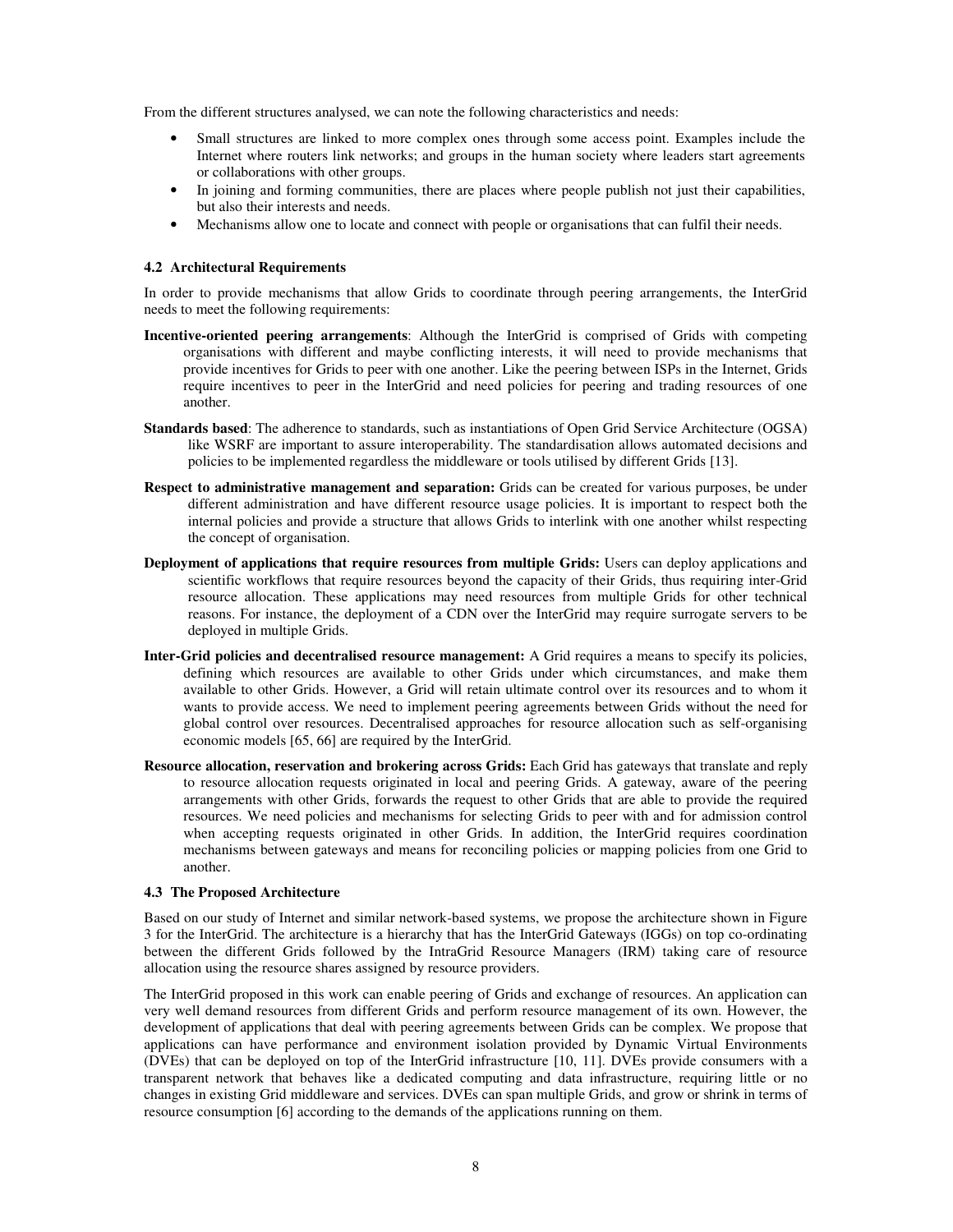From the different structures analysed, we can note the following characteristics and needs:

- Small structures are linked to more complex ones through some access point. Examples include the Internet where routers link networks; and groups in the human society where leaders start agreements or collaborations with other groups.
- In joining and forming communities, there are places where people publish not just their capabilities, but also their interests and needs.
- Mechanisms allow one to locate and connect with people or organisations that can fulfil their needs.

### 4.2 Architectural Requirements

In order to provide mechanisms that allow Grids to coordinate through peering arrangements, the InterGrid needs to meet the following requirements:

**Incentive-oriented peering arrangements**: Although the InterGrid is comprised of Grids with competing organisations with different and maybe conflicting interests, it will need to provide mechanisms that provide incentives for Grids to peer with one another. Like the peering between ISPs in the Internet, Grids require incentives to peer in the InterGrid and need policies for peering and trading resources of one another.

**Standards based**: The adherence to standards, such as instantiations of Open Grid Service Architecture (OGSA) like WSRF are important to assure interoperability. The standardisation allows automated decisions and policies to be implemented regardless the middleware or tools utilised by different Grids [13].

**Respect to administrative management and separation:** Grids can be created for various purposes, be under different administration and have different resource usage policies. It is important to respect both the internal policies and provide a structure that allows Grids to interlink with one another whilst respecting the concept of organisation.

**Deployment of applications that require resources from multiple Grids:** Users can deploy applications and scientific workflows that require resources beyond the capacity of their Grids, thus requiring inter-Grid resource allocation. These applications may need resources from multiple Grids for other technical reasons. For instance, the deployment of a CDN over the InterGrid may require surrogate servers to be deployed in multiple Grids.

**Inter-Grid policies and decentralised resource management:** A Grid requires a means to specify its policies, defining which resources are available to other Grids under which circumstances, and make them available to other Grids. However, a Grid will retain ultimate control over its resources and to whom it wants to provide access. We need to implement peering agreements between Grids without the need for global control over resources. Decentralised approaches for resource allocation such as self-organising economic models [65, 66] are required by the InterGrid.

**Resource allocation, reservation and brokering across Grids:** Each Grid has gateways that translate and reply to resource allocation requests originated in local and peering Grids. A gateway, aware of the peering arrangements with other Grids, forwards the request to other Grids that are able to provide the required resources. We need policies and mechanisms for selecting Grids to peer with and for admission control when accepting requests originated in other Grids. In addition, the InterGrid requires coordination mechanisms between gateways and means for reconciling policies or mapping policies from one Grid to another.

### 4.3 The Proposed Architecture

Based on our study of Internet and similar network-based systems, we propose the architecture shown in Figure 3 for the InterGrid. The architecture is a hierarchy that has the InterGrid Gateways (IGGs) on top co-ordinating between the different Grids followed by the IntraGrid Resource Managers (IRM) taking care of resource allocation using the resource shares assigned by resource providers.

The InterGrid proposed in this work can enable peering of Grids and exchange of resources. An application can very well demand resources from different Grids and perform resource management of its own. However, the development of applications that deal with peering agreements between Grids can be complex. We propose that applications can have performance and environment isolation provided by Dynamic Virtual Environments (DVEs) that can be deployed on top of the InterGrid infrastructure [10, 11]. DVEs provide consumers with a transparent network that behaves like a dedicated computing and data infrastructure, requiring little or no changes in existing Grid middleware and services. DVEs can span multiple Grids, and grow or shrink in terms of resource consumption [6] according to the demands of the applications running on them.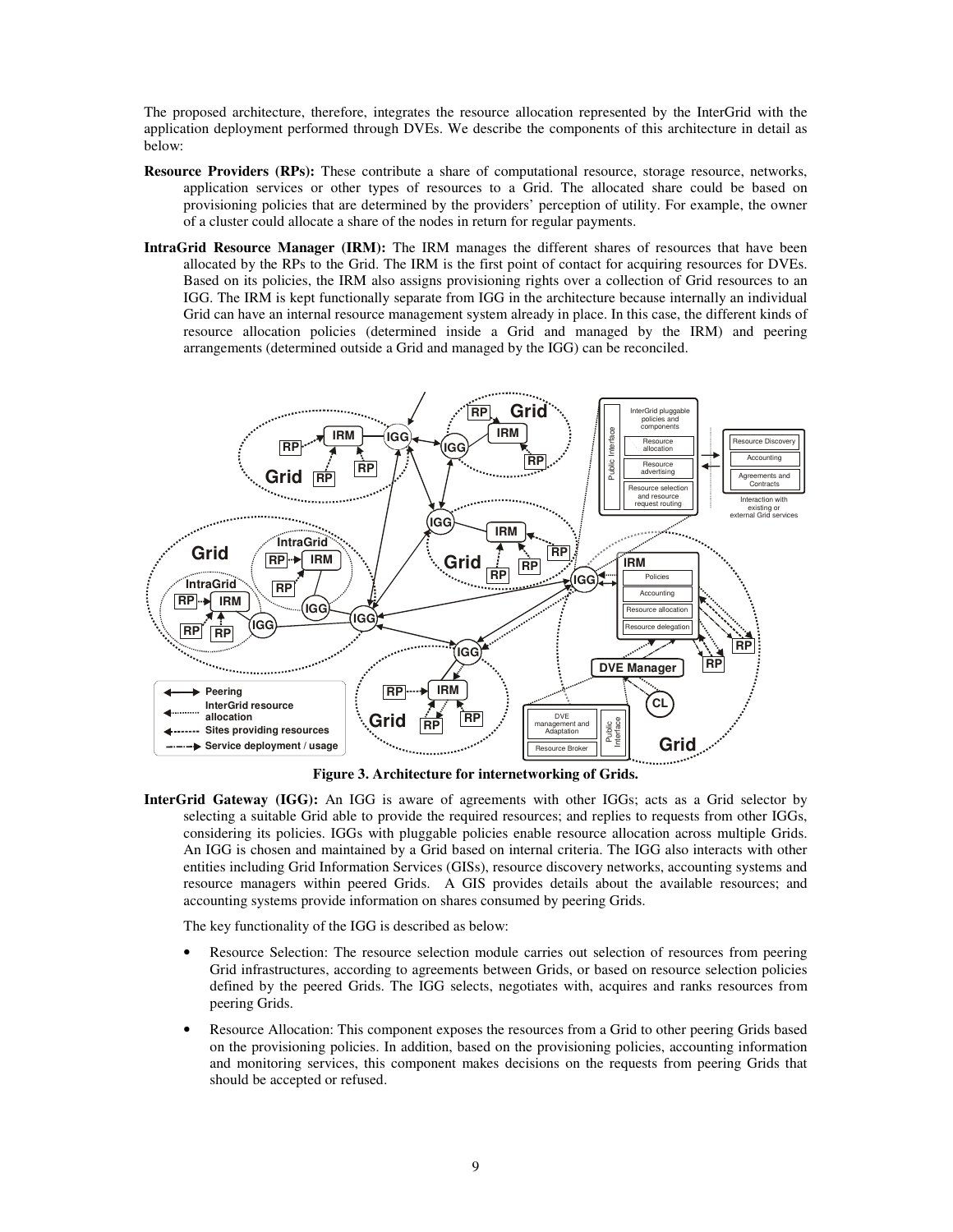The proposed architecture, therefore, integrates the resource allocation represented by the InterGrid with the application deployment performed through DVEs. We describe the components of this architecture in detail as below:

**Resource Providers (RPs):** These contribute a share of computational resource, storage resource, networks, application services or other types of resources to a Grid. The allocated share could be based on provisioning policies that are determined by the providers' perception of utility. For example, the owner of a cluster could allocate a share of the nodes in return for regular payments.

**IntraGrid Resource Manager (IRM):** The IRM manages the different shares of resources that have been allocated by the RPs to the Grid. The IRM is the first point of contact for acquiring resources for DVEs. Based on its policies, the IRM also assigns provisioning rights over a collection of Grid resources to an IGG. The IRM is kept functionally separate from IGG in the architecture because internally an individual Grid can have an internal resource management system already in place. In this case, the different kinds of resource allocation policies (determined inside a Grid and managed by the IRM) and peering arrangements (determined outside a Grid and managed by the IGG) can be reconciled.

**Figure 3. Architecture for internetworking of Grids.**

**InterGrid Gateway (IGG):** An IGG is aware of agreements with other IGGs; acts as a Grid selector by selecting a suitable Grid able to provide the required resources; and replies to requests from other IGGs, considering its policies. IGGs with pluggable policies enable resource allocation across multiple Grids. An IGG is chosen and maintained by a Grid based on internal criteria. The IGG also interacts with other entities including Grid Information Services (GISs), resource discovery networks, accounting systems and resource managers within peered Grids. A GIS provides details about the available resources; and accounting systems provide information on shares consumed by peering Grids.

The key functionality of the IGG is described as below:

- Resource Selection: The resource selection module carries out selection of resources from peering Grid infrastructures, according to agreements between Grids, or based on resource selection policies defined by the peered Grids. The IGG selects, negotiates with, acquires and ranks resources from peering Grids.
- Resource Allocation: This component exposes the resources from a Grid to other peering Grids based on the provisioning policies. In addition, based on the provisioning policies, accounting information and monitoring services, this component makes decisions on the requests from peering Grids that should be accepted or refused.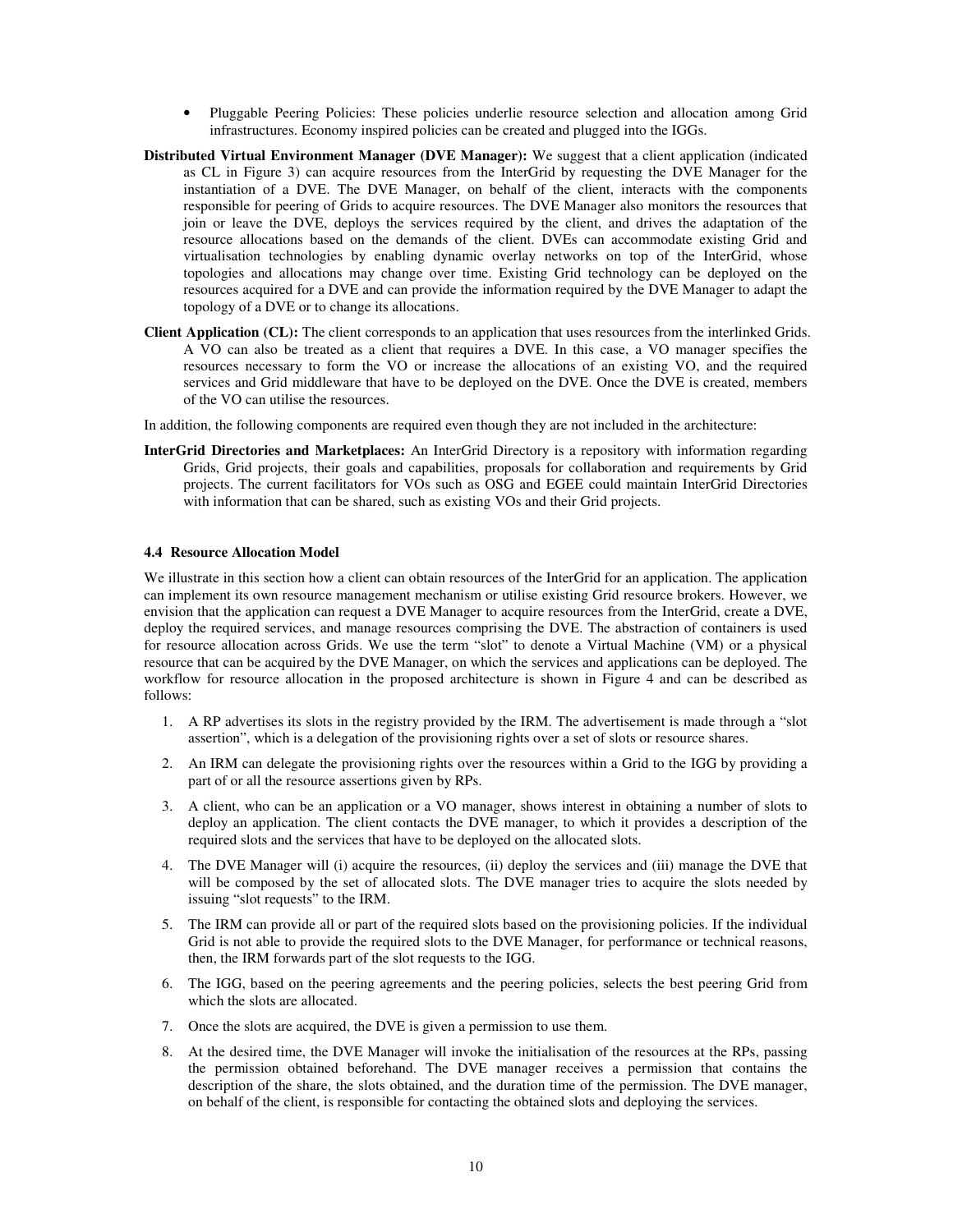- Pluggable Peering Policies: These policies underlie resource selection and allocation among Grid infrastructures. Economy inspired policies can be created and plugged into the IGGs.

**Distributed Virtual Environment Manager (DVE Manager):** We suggest that a client application (indicated as CL in Figure 3) can acquire resources from the InterGrid by requesting the DVE Manager for the instantiation of a DVE. The DVE Manager, on behalf of the client, interacts with the components responsible for peering of Grids to acquire resources. The DVE Manager also monitors the resources that join or leave the DVE, deploys the services required by the client, and drives the adaptation of the resource allocations based on the demands of the client. DVEs can accommodate existing Grid and virtualisation technologies by enabling dynamic overlay networks on top of the InterGrid, whose topologies and allocations may change over time. Existing Grid technology can be deployed on the resources acquired for a DVE and can provide the information required by the DVE Manager to adapt the topology of a DVE or to change its allocations.

**Client Application (CL):** The client corresponds to an application that uses resources from the interlinked Grids. A VO can also be treated as a client that requires a DVE. In this case, a VO manager specifies the resources necessary to form the VO or increase the allocations of an existing VO, and the required services and Grid middleware that have to be deployed on the DVE. Once the DVE is created, members of the VO can utilise the resources.

In addition, the following components are required even though they are not included in the architecture:

**InterGrid Directories and Marketplaces:** An InterGrid Directory is a repository with information regarding Grids, Grid projects, their goals and capabilities, proposals for collaboration and requirements by Grid projects. The current facilitators for VOs such as OSG and EGEE could maintain InterGrid Directories with information that can be shared, such as existing VOs and their Grid projects.

### 4.4 Resource Allocation Model

We illustrate in this section how a client can obtain resources of the InterGrid for an application. The application can implement its own resource management mechanism or utilise existing Grid resource brokers. However, we envision that the application can request a DVE Manager to acquire resources from the InterGrid, create a DVE, deploy the required services, and manage resources comprising the DVE. The abstraction of containers is used for resource allocation across Grids. We use the term "slot" to denote a Virtual Machine (VM) or a physical resource that can be acquired by the DVE Manager, on which the services and applications can be deployed. The workflow for resource allocation in the proposed architecture is shown in Figure 4 and can be described as follows:

1. A RP advertises its slots in the registry provided by the IRM. The advertisement is made through a "slot assertion", which is a delegation of the provisioning rights over a set of slots or resource shares.
2. An IRM can delegate the provisioning rights over the resources within a Grid to the IGG by providing a part of or all the resource assertions given by RPs.
3. A client, who can be an application or a VO manager, shows interest in obtaining a number of slots to deploy an application. The client contacts the DVE manager, to which it provides a description of the required slots and the services that have to be deployed on the allocated slots.
4. The DVE Manager will (i) acquire the resources, (ii) deploy the services and (iii) manage the DVE that will be composed by the set of allocated slots. The DVE manager tries to acquire the slots needed by issuing "slot requests" to the IRM.
5. The IRM can provide all or part of the required slots based on the provisioning policies. If the individual Grid is not able to provide the required slots to the DVE Manager, for performance or technical reasons, then, the IRM forwards part of the slot requests to the IGG.
6. The IGG, based on the peering agreements and the peering policies, selects the best peering Grid from which the slots are allocated.
7. Once the slots are acquired, the DVE is given a permission to use them.
8. At the desired time, the DVE Manager will invoke the initialisation of the resources at the RPs, passing the permission obtained beforehand. The DVE manager receives a permission that contains the description of the share, the slots obtained, and the duration time of the permission. The DVE manager, on behalf of the client, is responsible for contacting the obtained slots and deploying the services.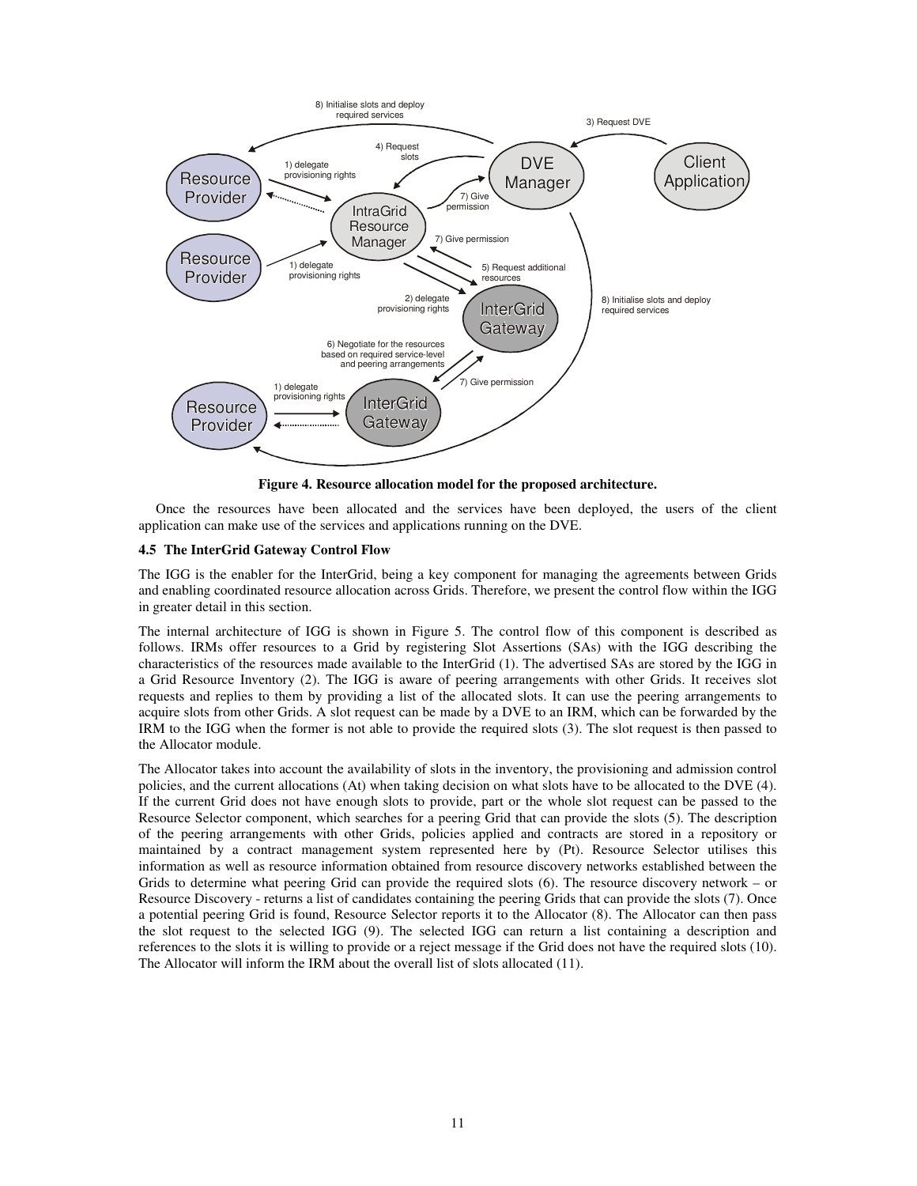Figure 4. Resource allocation model for the proposed architecture.

Once the resources have been allocated and the services have been deployed, the users of the client application can make use of the services and applications running on the DVE.

### 4.5 The InterGrid Gateway Control Flow

The IGG is the enabler for the InterGrid, being a key component for managing the agreements between Grids and enabling coordinated resource allocation across Grids. Therefore, we present the control flow within the IGG in greater detail in this section.

The internal architecture of IGG is shown in Figure 5. The control flow of this component is described as follows. IRMs offer resources to a Grid by registering Slot Assertions (SAs) with the IGG describing the characteristics of the resources made available to the InterGrid (1). The advertised SAs are stored by the IGG in a Grid Resource Inventory (2). The IGG is aware of peering arrangements with other Grids. It receives slot requests and replies to them by providing a list of the allocated slots. It can use the peering arrangements to acquire slots from other Grids. A slot request can be made by a DVE to an IRM, which can be forwarded by the IRM to the IGG when the former is not able to provide the required slots (3). The slot request is then passed to the Allocator module.

The Allocator takes into account the availability of slots in the inventory, the provisioning and admission control policies, and the current allocations (At) when taking decision on what slots have to be allocated to the DVE (4). If the current Grid does not have enough slots to provide, part or the whole slot request can be passed to the Resource Selector component, which searches for a peering Grid that can provide the slots (5). The description of the peering arrangements with other Grids, policies applied and contracts are stored in a repository or maintained by a contract management system represented here by (Pt). Resource Selector utilises this information as well as resource information obtained from resource discovery networks established between the Grids to determine what peering Grid can provide the required slots (6). The resource discovery network – or Resource Discovery - returns a list of candidates containing the peering Grids that can provide the slots (7). Once a potential peering Grid is found, Resource Selector reports it to the Allocator (8). The Allocator can then pass the slot request to the selected IGG (9). The selected IGG can return a list containing a description and references to the slots it is willing to provide or a reject message if the Grid does not have the required slots (10). The Allocator will inform the IRM about the overall list of slots allocated (11).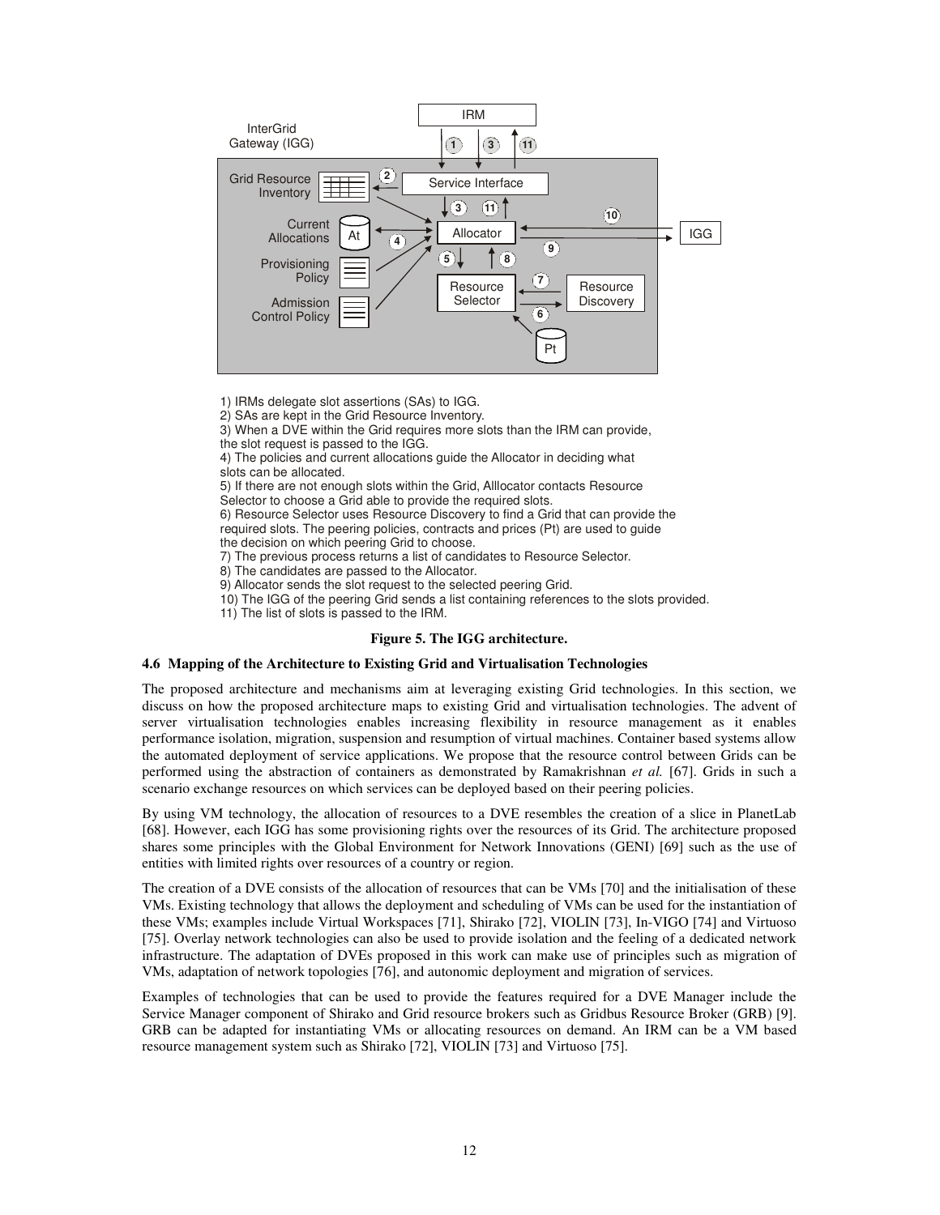1) IRMs delegate slot assertions (SAs) to IGG.
2) SAs are kept in the Grid Resource Inventory.
3) When a DVE within the Grid requires more slots than the IRM can provide, the slot request is passed to the IGG.
4) The policies and current allocations guide the Allocator in deciding what slots can be allocated.
5) If there are not enough slots within the Grid, Alllocator contacts Resource Selector to choose a Grid able to provide the required slots.
6) Resource Selector uses Resource Discovery to find a Grid that can provide the required slots. The peering policies, contracts and prices (Pt) are used to guide the decision on which peering Grid to choose.
7) The previous process returns a list of candidates to Resource Selector.
8) The candidates are passed to the Allocator.
9) Allocator sends the slot request to the selected peering Grid.
10) The IGG of the peering Grid sends a list containing references to the slots provided.
11) The list of slots is passed to the IRM.

**Figure 5. The IGG architecture.**

### 4.6 Mapping of the Architecture to Existing Grid and Virtualisation Technologies

The proposed architecture and mechanisms aim at leveraging existing Grid technologies. In this section, we discuss on how the proposed architecture maps to existing Grid and virtualisation technologies. The advent of server virtualisation technologies enables increasing flexibility in resource management as it enables performance isolation, migration, suspension and resumption of virtual machines. Container based systems allow the automated deployment of service applications. We propose that the resource control between Grids can be performed using the abstraction of containers as demonstrated by Ramakrishnan *et al.* [67]. Grids in such a scenario exchange resources on which services can be deployed based on their peering policies.

By using VM technology, the allocation of resources to a DVE resembles the creation of a slice in PlanetLab [68]. However, each IGG has some provisioning rights over the resources of its Grid. The architecture proposed shares some principles with the Global Environment for Network Innovations (GENI) [69] such as the use of entities with limited rights over resources of a country or region.

The creation of a DVE consists of the allocation of resources that can be VMs [70] and the initialisation of these VMs. Existing technology that allows the deployment and scheduling of VMs can be used for the instantiation of these VMs; examples include Virtual Workspaces [71], Shirako [72], VIOLIN [73], In-VIGO [74] and Virtuoso [75]. Overlay network technologies can also be used to provide isolation and the feeling of a dedicated network infrastructure. The adaptation of DVEs proposed in this work can make use of principles such as migration of VMs, adaptation of network topologies [76], and autonomic deployment and migration of services.

Examples of technologies that can be used to provide the features required for a DVE Manager include the Service Manager component of Shirako and Grid resource brokers such as Gridbus Resource Broker (GRB) [9]. GRB can be adapted for instantiating VMs or allocating resources on demand. An IRM can be a VM based resource management system such as Shirako [72], VIOLIN [73] and Virtuoso [75].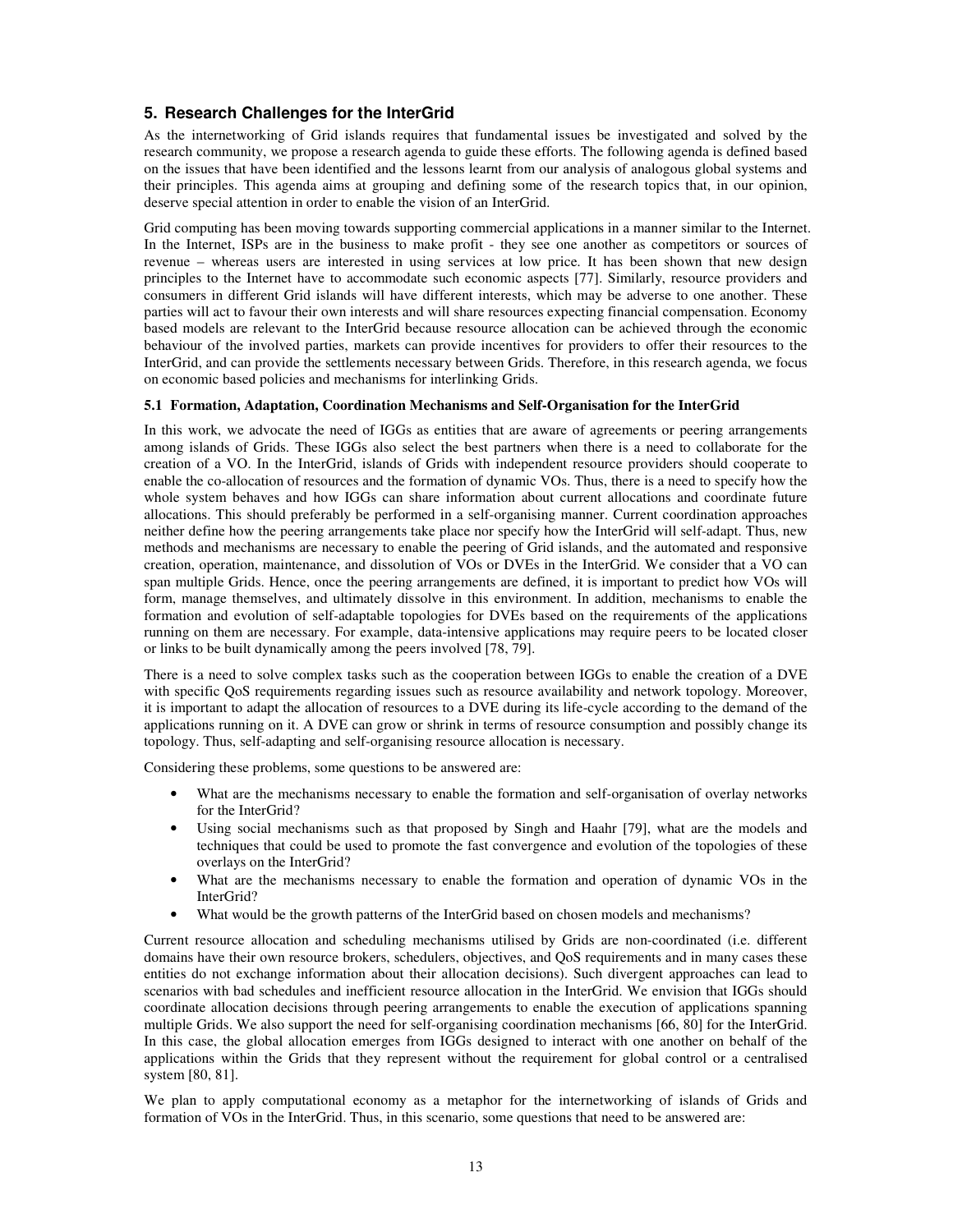## 5. Research Challenges for the InterGrid

As the internetworking of Grid islands requires that fundamental issues be investigated and solved by the research community, we propose a research agenda to guide these efforts. The following agenda is defined based on the issues that have been identified and the lessons learnt from our analysis of analogous global systems and their principles. This agenda aims at grouping and defining some of the research topics that, in our opinion, deserve special attention in order to enable the vision of an InterGrid.

Grid computing has been moving towards supporting commercial applications in a manner similar to the Internet. In the Internet, ISPs are in the business to make profit - they see one another as competitors or sources of revenue – whereas users are interested in using services at low price. It has been shown that new design principles to the Internet have to accommodate such economic aspects [77]. Similarly, resource providers and consumers in different Grid islands will have different interests, which may be adverse to one another. These parties will act to favour their own interests and will share resources expecting financial compensation. Economy based models are relevant to the InterGrid because resource allocation can be achieved through the economic behaviour of the involved parties, markets can provide incentives for providers to offer their resources to the InterGrid, and can provide the settlements necessary between Grids. Therefore, in this research agenda, we focus on economic based policies and mechanisms for interlinking Grids.

### 5.1 Formation, Adaptation, Coordination Mechanisms and Self-Organisation for the InterGrid

In this work, we advocate the need of IGGs as entities that are aware of agreements or peering arrangements among islands of Grids. These IGGs also select the best partners when there is a need to collaborate for the creation of a VO. In the InterGrid, islands of Grids with independent resource providers should cooperate to enable the co-allocation of resources and the formation of dynamic VOs. Thus, there is a need to specify how the whole system behaves and how IGGs can share information about current allocations and coordinate future allocations. This should preferably be performed in a self-organising manner. Current coordination approaches neither define how the peering arrangements take place nor specify how the InterGrid will self-adapt. Thus, new methods and mechanisms are necessary to enable the peering of Grid islands, and the automated and responsive creation, operation, maintenance, and dissolution of VOs or DVEs in the InterGrid. We consider that a VO can span multiple Grids. Hence, once the peering arrangements are defined, it is important to predict how VOs will form, manage themselves, and ultimately dissolve in this environment. In addition, mechanisms to enable the formation and evolution of self-adaptable topologies for DVEs based on the requirements of the applications running on them are necessary. For example, data-intensive applications may require peers to be located closer or links to be built dynamically among the peers involved [78, 79].

There is a need to solve complex tasks such as the cooperation between IGGs to enable the creation of a DVE with specific QoS requirements regarding issues such as resource availability and network topology. Moreover, it is important to adapt the allocation of resources to a DVE during its life-cycle according to the demand of the applications running on it. A DVE can grow or shrink in terms of resource consumption and possibly change its topology. Thus, self-adapting and self-organising resource allocation is necessary.

Considering these problems, some questions to be answered are:

- What are the mechanisms necessary to enable the formation and self-organisation of overlay networks for the InterGrid?
- Using social mechanisms such as that proposed by Singh and Haahr [79], what are the models and techniques that could be used to promote the fast convergence and evolution of the topologies of these overlays on the InterGrid?
- What are the mechanisms necessary to enable the formation and operation of dynamic VOs in the InterGrid?
- What would be the growth patterns of the InterGrid based on chosen models and mechanisms?

Current resource allocation and scheduling mechanisms utilised by Grids are non-coordinated (i.e. different domains have their own resource brokers, schedulers, objectives, and QoS requirements and in many cases these entities do not exchange information about their allocation decisions). Such divergent approaches can lead to scenarios with bad schedules and inefficient resource allocation in the InterGrid. We envision that IGGs should coordinate allocation decisions through peering arrangements to enable the execution of applications spanning multiple Grids. We also support the need for self-organising coordination mechanisms [66, 80] for the InterGrid. In this case, the global allocation emerges from IGGs designed to interact with one another on behalf of the applications within the Grids that they represent without the requirement for global control or a centralised system [80, 81].

We plan to apply computational economy as a metaphor for the internetworking of islands of Grids and formation of VOs in the InterGrid. Thus, in this scenario, some questions that need to be answered are: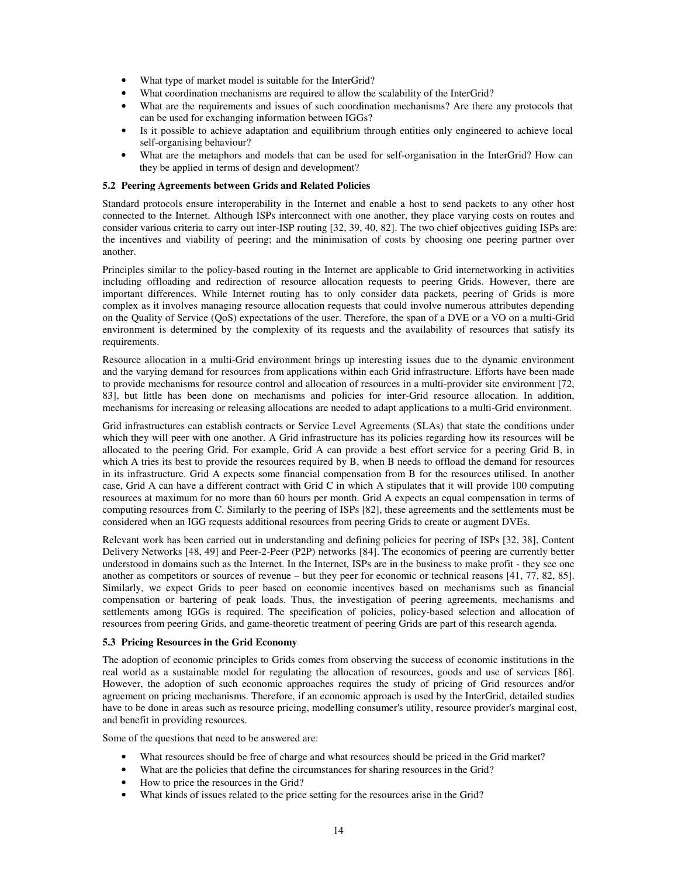- What type of market model is suitable for the InterGrid?
- What coordination mechanisms are required to allow the scalability of the InterGrid?
- What are the requirements and issues of such coordination mechanisms? Are there any protocols that can be used for exchanging information between IGGs?
- Is it possible to achieve adaptation and equilibrium through entities only engineered to achieve local self-organising behaviour?
- What are the metaphors and models that can be used for self-organisation in the InterGrid? How can they be applied in terms of design and development?

### 5.2 Peering Agreements between Grids and Related Policies

Standard protocols ensure interoperability in the Internet and enable a host to send packets to any other host connected to the Internet. Although ISPs interconnect with one another, they place varying costs on routes and consider various criteria to carry out inter-ISP routing [32, 39, 40, 82]. The two chief objectives guiding ISPs are: the incentives and viability of peering; and the minimisation of costs by choosing one peering partner over another.

Principles similar to the policy-based routing in the Internet are applicable to Grid internetworking in activities including offloading and redirection of resource allocation requests to peering Grids. However, there are important differences. While Internet routing has to only consider data packets, peering of Grids is more complex as it involves managing resource allocation requests that could involve numerous attributes depending on the Quality of Service (QoS) expectations of the user. Therefore, the span of a DVE or a VO on a multi-Grid environment is determined by the complexity of its requests and the availability of resources that satisfy its requirements.

Resource allocation in a multi-Grid environment brings up interesting issues due to the dynamic environment and the varying demand for resources from applications within each Grid infrastructure. Efforts have been made to provide mechanisms for resource control and allocation of resources in a multi-provider site environment [72, 83], but little has been done on mechanisms and policies for inter-Grid resource allocation. In addition, mechanisms for increasing or releasing allocations are needed to adapt applications to a multi-Grid environment.

Grid infrastructures can establish contracts or Service Level Agreements (SLAs) that state the conditions under which they will peer with one another. A Grid infrastructure has its policies regarding how its resources will be allocated to the peering Grid. For example, Grid A can provide a best effort service for a peering Grid B, in which A tries its best to provide the resources required by B, when B needs to offload the demand for resources in its infrastructure. Grid A expects some financial compensation from B for the resources utilised. In another case, Grid A can have a different contract with Grid C in which A stipulates that it will provide 100 computing resources at maximum for no more than 60 hours per month. Grid A expects an equal compensation in terms of computing resources from C. Similarly to the peering of ISPs [82], these agreements and the settlements must be considered when an IGG requests additional resources from peering Grids to create or augment DVEs.

Relevant work has been carried out in understanding and defining policies for peering of ISPs [32, 38], Content Delivery Networks [48, 49] and Peer-2-Peer (P2P) networks [84]. The economics of peering are currently better understood in domains such as the Internet. In the Internet, ISPs are in the business to make profit - they see one another as competitors or sources of revenue – but they peer for economic or technical reasons [41, 77, 82, 85]. Similarly, we expect Grids to peer based on economic incentives based on mechanisms such as financial compensation or bartering of peak loads. Thus, the investigation of peering agreements, mechanisms and settlements among IGGs is required. The specification of policies, policy-based selection and allocation of resources from peering Grids, and game-theoretic treatment of peering Grids are part of this research agenda.

### 5.3 Pricing Resources in the Grid Economy

The adoption of economic principles to Grids comes from observing the success of economic institutions in the real world as a sustainable model for regulating the allocation of resources, goods and use of services [86]. However, the adoption of such economic approaches requires the study of pricing of Grid resources and/or agreement on pricing mechanisms. Therefore, if an economic approach is used by the InterGrid, detailed studies have to be done in areas such as resource pricing, modelling consumer's utility, resource provider's marginal cost, and benefit in providing resources.

Some of the questions that need to be answered are:

- What resources should be free of charge and what resources should be priced in the Grid market?
- What are the policies that define the circumstances for sharing resources in the Grid?
- How to price the resources in the Grid?
- What kinds of issues related to the price setting for the resources arise in the Grid?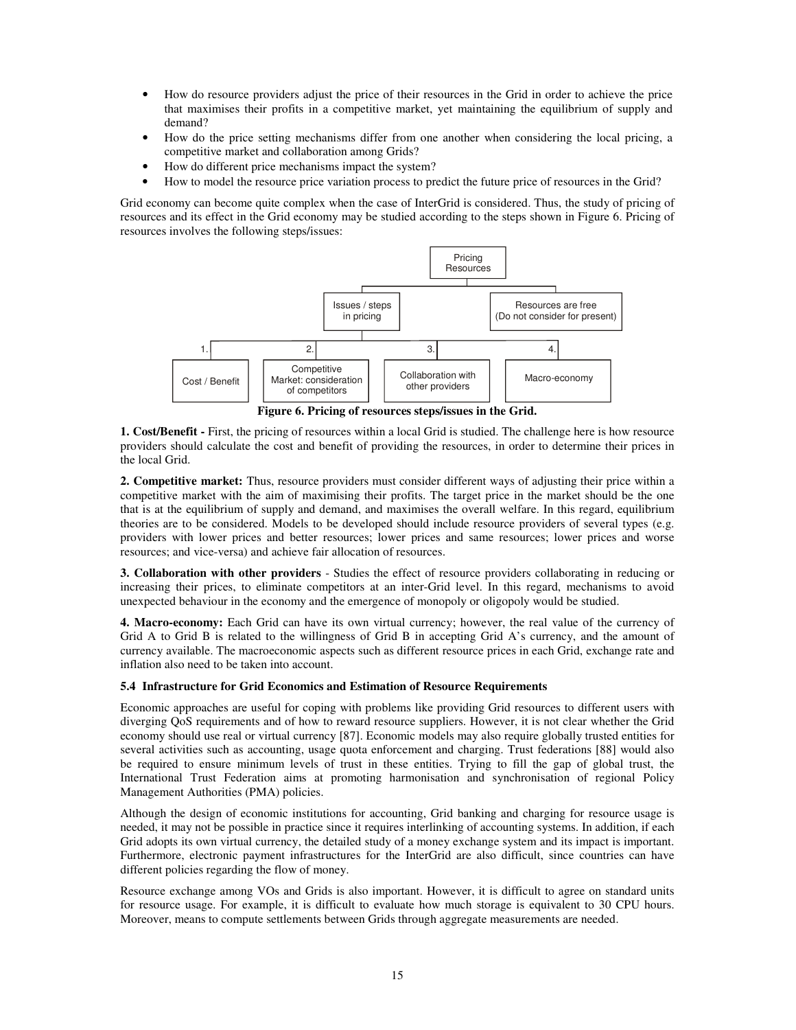- How do resource providers adjust the price of their resources in the Grid in order to achieve the price that maximises their profits in a competitive market, yet maintaining the equilibrium of supply and demand?
- How do the price setting mechanisms differ from one another when considering the local pricing, a competitive market and collaboration among Grids?
- How do different price mechanisms impact the system?
- How to model the resource price variation process to predict the future price of resources in the Grid?

Grid economy can become quite complex when the case of InterGrid is considered. Thus, the study of pricing of resources and its effect in the Grid economy may be studied according to the steps shown in Figure 6. Pricing of resources involves the following steps/issues:

**Figure 6. Pricing of resources steps/issues in the Grid.**

**1. Cost/Benefit -** First, the pricing of resources within a local Grid is studied. The challenge here is how resource providers should calculate the cost and benefit of providing the resources, in order to determine their prices in the local Grid.

**2. Competitive market:** Thus, resource providers must consider different ways of adjusting their price within a competitive market with the aim of maximising their profits. The target price in the market should be the one that is at the equilibrium of supply and demand, and maximises the overall welfare. In this regard, equilibrium theories are to be considered. Models to be developed should include resource providers of several types (e.g. providers with lower prices and better resources; lower prices and same resources; lower prices and worse resources; and vice-versa) and achieve fair allocation of resources.

**3. Collaboration with other providers** - Studies the effect of resource providers collaborating in reducing or increasing their prices, to eliminate competitors at an inter-Grid level. In this regard, mechanisms to avoid unexpected behaviour in the economy and the emergence of monopoly or oligopoly would be studied.

**4. Macro-economy:** Each Grid can have its own virtual currency; however, the real value of the currency of Grid A to Grid B is related to the willingness of Grid B in accepting Grid A's currency, and the amount of currency available. The macroeconomic aspects such as different resource prices in each Grid, exchange rate and inflation also need to be taken into account.

### 5.4 Infrastructure for Grid Economics and Estimation of Resource Requirements

Economic approaches are useful for coping with problems like providing Grid resources to different users with diverging QoS requirements and of how to reward resource suppliers. However, it is not clear whether the Grid economy should use real or virtual currency [87]. Economic models may also require globally trusted entities for several activities such as accounting, usage quota enforcement and charging. Trust federations [88] would also be required to ensure minimum levels of trust in these entities. Trying to fill the gap of global trust, the International Trust Federation aims at promoting harmonisation and synchronisation of regional Policy Management Authorities (PMA) policies.

Although the design of economic institutions for accounting, Grid banking and charging for resource usage is needed, it may not be possible in practice since it requires interlinking of accounting systems. In addition, if each Grid adopts its own virtual currency, the detailed study of a money exchange system and its impact is important. Furthermore, electronic payment infrastructures for the InterGrid are also difficult, since countries can have different policies regarding the flow of money.

Resource exchange among VOs and Grids is also important. However, it is difficult to agree on standard units for resource usage. For example, it is difficult to evaluate how much storage is equivalent to 30 CPU hours. Moreover, means to compute settlements between Grids through aggregate measurements are needed.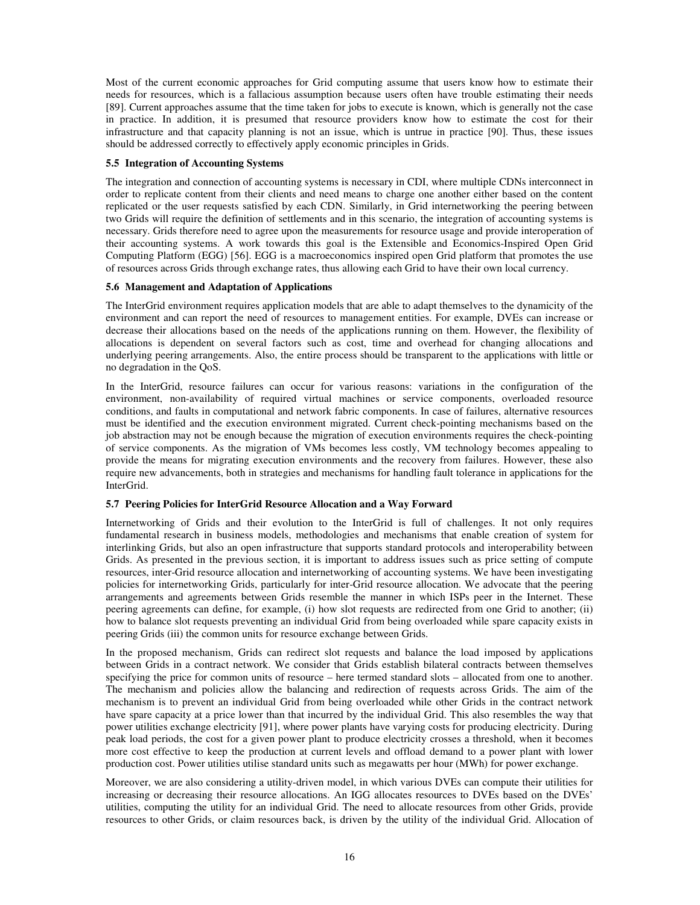Most of the current economic approaches for Grid computing assume that users know how to estimate their needs for resources, which is a fallacious assumption because users often have trouble estimating their needs [89]. Current approaches assume that the time taken for jobs to execute is known, which is generally not the case in practice. In addition, it is presumed that resource providers know how to estimate the cost for their infrastructure and that capacity planning is not an issue, which is untrue in practice [90]. Thus, these issues should be addressed correctly to effectively apply economic principles in Grids.

### 5.5 Integration of Accounting Systems

The integration and connection of accounting systems is necessary in CDI, where multiple CDNs interconnect in order to replicate content from their clients and need means to charge one another either based on the content replicated or the user requests satisfied by each CDN. Similarly, in Grid internetworking the peering between two Grids will require the definition of settlements and in this scenario, the integration of accounting systems is necessary. Grids therefore need to agree upon the measurements for resource usage and provide interoperation of their accounting systems. A work towards this goal is the Extensible and Economics-Inspired Open Grid Computing Platform (EGG) [56]. EGG is a macroeconomics inspired open Grid platform that promotes the use of resources across Grids through exchange rates, thus allowing each Grid to have their own local currency.

### 5.6 Management and Adaptation of Applications

The InterGrid environment requires application models that are able to adapt themselves to the dynamicity of the environment and can report the need of resources to management entities. For example, DVEs can increase or decrease their allocations based on the needs of the applications running on them. However, the flexibility of allocations is dependent on several factors such as cost, time and overhead for changing allocations and underlying peering arrangements. Also, the entire process should be transparent to the applications with little or no degradation in the QoS.

In the InterGrid, resource failures can occur for various reasons: variations in the configuration of the environment, non-availability of required virtual machines or service components, overloaded resource conditions, and faults in computational and network fabric components. In case of failures, alternative resources must be identified and the execution environment migrated. Current check-pointing mechanisms based on the job abstraction may not be enough because the migration of execution environments requires the check-pointing of service components. As the migration of VMs becomes less costly, VM technology becomes appealing to provide the means for migrating execution environments and the recovery from failures. However, these also require new advancements, both in strategies and mechanisms for handling fault tolerance in applications for the InterGrid.

### 5.7 Peering Policies for InterGrid Resource Allocation and a Way Forward

Internetworking of Grids and their evolution to the InterGrid is full of challenges. It not only requires fundamental research in business models, methodologies and mechanisms that enable creation of system for interlinking Grids, but also an open infrastructure that supports standard protocols and interoperability between Grids. As presented in the previous section, it is important to address issues such as price setting of compute resources, inter-Grid resource allocation and internetworking of accounting systems. We have been investigating policies for internetworking Grids, particularly for inter-Grid resource allocation. We advocate that the peering arrangements and agreements between Grids resemble the manner in which ISPs peer in the Internet. These peering agreements can define, for example, (i) how slot requests are redirected from one Grid to another; (ii) how to balance slot requests preventing an individual Grid from being overloaded while spare capacity exists in peering Grids (iii) the common units for resource exchange between Grids.

In the proposed mechanism, Grids can redirect slot requests and balance the load imposed by applications between Grids in a contract network. We consider that Grids establish bilateral contracts between themselves specifying the price for common units of resource – here termed standard slots – allocated from one to another. The mechanism and policies allow the balancing and redirection of requests across Grids. The aim of the mechanism is to prevent an individual Grid from being overloaded while other Grids in the contract network have spare capacity at a price lower than that incurred by the individual Grid. This also resembles the way that power utilities exchange electricity [91], where power plants have varying costs for producing electricity. During peak load periods, the cost for a given power plant to produce electricity crosses a threshold, when it becomes more cost effective to keep the production at current levels and offload demand to a power plant with lower production cost. Power utilities utilise standard units such as megawatts per hour (MWh) for power exchange.

Moreover, we are also considering a utility-driven model, in which various DVEs can compute their utilities for increasing or decreasing their resource allocations. An IGG allocates resources to DVEs based on the DVEs' utilities, computing the utility for an individual Grid. The need to allocate resources from other Grids, provide resources to other Grids, or claim resources back, is driven by the utility of the individual Grid. Allocation of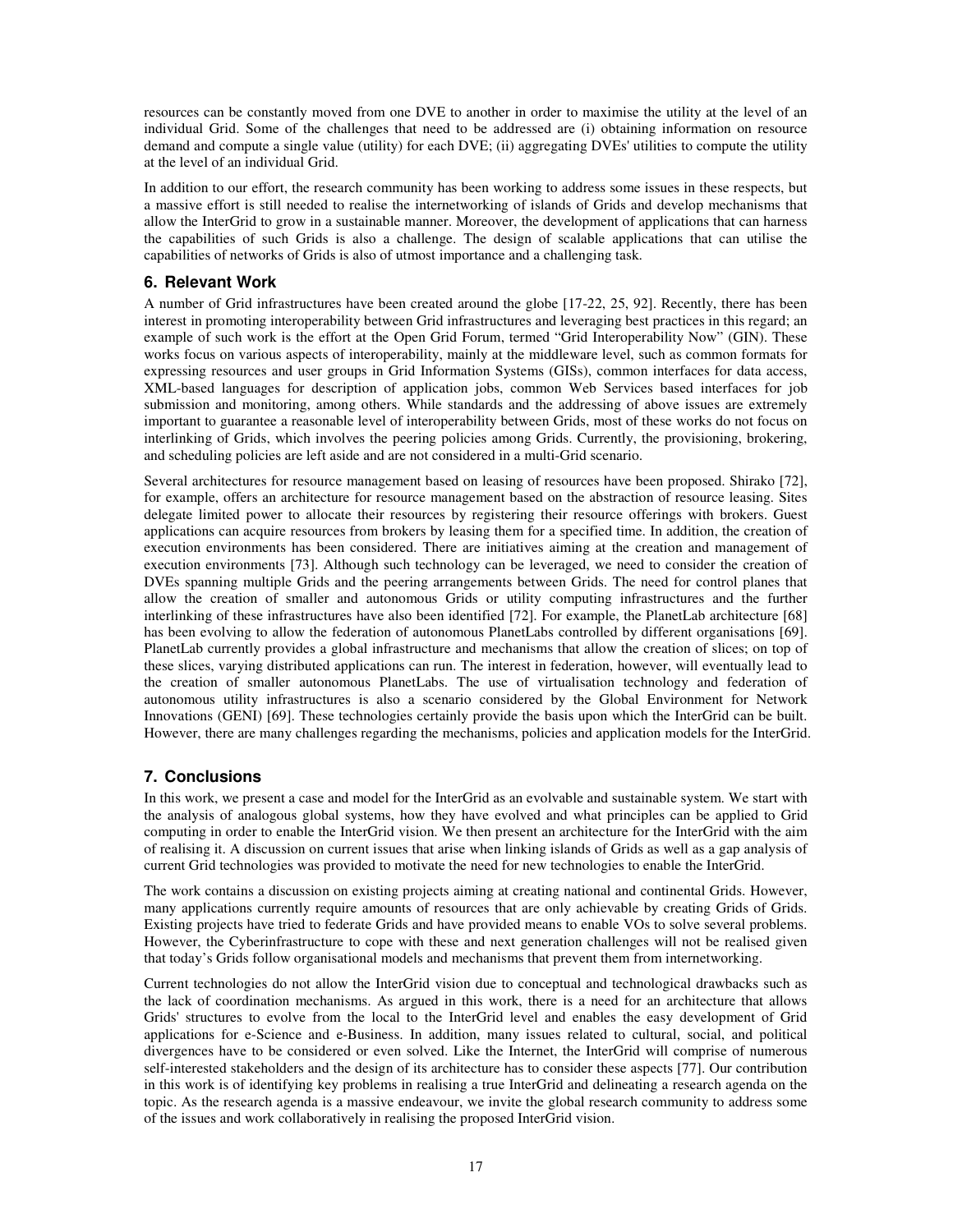resources can be constantly moved from one DVE to another in order to maximise the utility at the level of an individual Grid. Some of the challenges that need to be addressed are (i) obtaining information on resource demand and compute a single value (utility) for each DVE; (ii) aggregating DVEs' utilities to compute the utility at the level of an individual Grid.

In addition to our effort, the research community has been working to address some issues in these respects, but a massive effort is still needed to realise the internetworking of islands of Grids and develop mechanisms that allow the InterGrid to grow in a sustainable manner. Moreover, the development of applications that can harness the capabilities of such Grids is also a challenge. The design of scalable applications that can utilise the capabilities of networks of Grids is also of utmost importance and a challenging task.

## 6. Relevant Work

A number of Grid infrastructures have been created around the globe [17-22, 25, 92]. Recently, there has been interest in promoting interoperability between Grid infrastructures and leveraging best practices in this regard; an example of such work is the effort at the Open Grid Forum, termed "Grid Interoperability Now" (GIN). These works focus on various aspects of interoperability, mainly at the middleware level, such as common formats for expressing resources and user groups in Grid Information Systems (GISs), common interfaces for data access, XML-based languages for description of application jobs, common Web Services based interfaces for job submission and monitoring, among others. While standards and the addressing of above issues are extremely important to guarantee a reasonable level of interoperability between Grids, most of these works do not focus on interlinking of Grids, which involves the peering policies among Grids. Currently, the provisioning, brokering, and scheduling policies are left aside and are not considered in a multi-Grid scenario.

Several architectures for resource management based on leasing of resources have been proposed. Shirako [72], for example, offers an architecture for resource management based on the abstraction of resource leasing. Sites delegate limited power to allocate their resources by registering their resource offerings with brokers. Guest applications can acquire resources from brokers by leasing them for a specified time. In addition, the creation of execution environments has been considered. There are initiatives aiming at the creation and management of execution environments [73]. Although such technology can be leveraged, we need to consider the creation of DVEs spanning multiple Grids and the peering arrangements between Grids. The need for control planes that allow the creation of smaller and autonomous Grids or utility computing infrastructures and the further interlinking of these infrastructures have also been identified [72]. For example, the PlanetLab architecture [68] has been evolving to allow the federation of autonomous PlanetLabs controlled by different organisations [69]. PlanetLab currently provides a global infrastructure and mechanisms that allow the creation of slices; on top of these slices, varying distributed applications can run. The interest in federation, however, will eventually lead to the creation of smaller autonomous PlanetLabs. The use of virtualisation technology and federation of autonomous utility infrastructures is also a scenario considered by the Global Environment for Network Innovations (GENI) [69]. These technologies certainly provide the basis upon which the InterGrid can be built. However, there are many challenges regarding the mechanisms, policies and application models for the InterGrid.

## 7. Conclusions

In this work, we present a case and model for the InterGrid as an evolvable and sustainable system. We start with the analysis of analogous global systems, how they have evolved and what principles can be applied to Grid computing in order to enable the InterGrid vision. We then present an architecture for the InterGrid with the aim of realising it. A discussion on current issues that arise when linking islands of Grids as well as a gap analysis of current Grid technologies was provided to motivate the need for new technologies to enable the InterGrid.

The work contains a discussion on existing projects aiming at creating national and continental Grids. However, many applications currently require amounts of resources that are only achievable by creating Grids of Grids. Existing projects have tried to federate Grids and have provided means to enable VOs to solve several problems. However, the Cyberinfrastructure to cope with these and next generation challenges will not be realised given that today's Grids follow organisational models and mechanisms that prevent them from internetworking.

Current technologies do not allow the InterGrid vision due to conceptual and technological drawbacks such as the lack of coordination mechanisms. As argued in this work, there is a need for an architecture that allows Grids' structures to evolve from the local to the InterGrid level and enables the easy development of Grid applications for e-Science and e-Business. In addition, many issues related to cultural, social, and political divergences have to be considered or even solved. Like the Internet, the InterGrid will comprise of numerous self-interested stakeholders and the design of its architecture has to consider these aspects [77]. Our contribution in this work is of identifying key problems in realising a true InterGrid and delineating a research agenda on the topic. As the research agenda is a massive endeavour, we invite the global research community to address some of the issues and work collaboratively in realising the proposed InterGrid vision.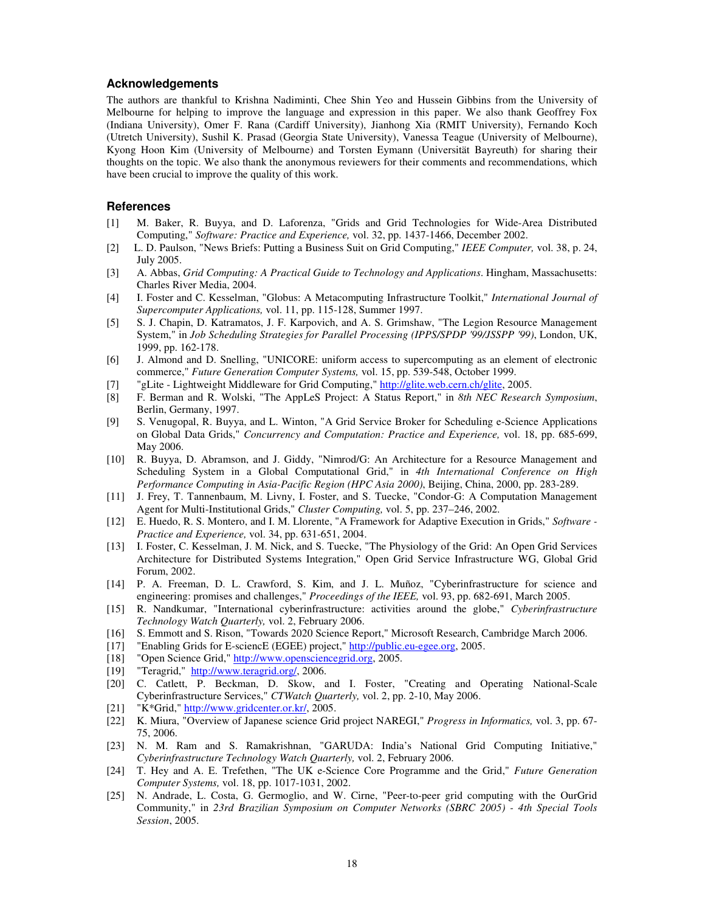## Acknowledgements

The authors are thankful to Krishna Nadiminti, Chee Shin Yeo and Hussein Gibbins from the University of Melbourne for helping to improve the language and expression in this paper. We also thank Geoffrey Fox (Indiana University), Omer F. Rana (Cardiff University), Jianhong Xia (RMIT University), Fernando Koch (Utretch University), Sushil K. Prasad (Georgia State University), Vanessa Teague (University of Melbourne), Kyong Hoon Kim (University of Melbourne) and Torsten Eymann (Universität Bayreuth) for sharing their thoughts on the topic. We also thank the anonymous reviewers for their comments and recommendations, which have been crucial to improve the quality of this work.

## References

[1] M. Baker, R. Buyya, and D. Laforenza, "Grids and Grid Technologies for Wide-Area Distributed Computing," *Software: Practice and Experience,* vol. 32, pp. 1437-1466, December 2002.

[2] L. D. Paulson, "News Briefs: Putting a Business Suit on Grid Computing," *IEEE Computer,* vol. 38, p. 24, July 2005.

[3] A. Abbas, *Grid Computing: A Practical Guide to Technology and Applications*. Hingham, Massachusetts: Charles River Media, 2004.

[4] I. Foster and C. Kesselman, "Globus: A Metacomputing Infrastructure Toolkit," *International Journal of Supercomputer Applications,* vol. 11, pp. 115-128, Summer 1997.

[5] S. J. Chapin, D. Katramatos, J. F. Karpovich, and A. S. Grimshaw, "The Legion Resource Management System," in *Job Scheduling Strategies for Parallel Processing (IPPS/SPDP '99/JSSPP '99)*, London, UK, 1999, pp. 162-178.

[6] J. Almond and D. Snelling, "UNICORE: uniform access to supercomputing as an element of electronic commerce," *Future Generation Computer Systems,* vol. 15, pp. 539-548, October 1999.

[7] "gLite - Lightweight Middleware for Grid Computing," http://glite.web.cern.ch/glite, 2005.

[8] F. Berman and R. Wolski, "The AppLeS Project: A Status Report," in *8th NEC Research Symposium*, Berlin, Germany, 1997.

[9] S. Venugopal, R. Buyya, and L. Winton, "A Grid Service Broker for Scheduling e-Science Applications on Global Data Grids," *Concurrency and Computation: Practice and Experience,* vol. 18, pp. 685-699, May 2006.

[10] R. Buyya, D. Abramson, and J. Giddy, "Nimrod/G: An Architecture for a Resource Management and Scheduling System in a Global Computational Grid," in *4th International Conference on High Performance Computing in Asia-Pacific Region (HPC Asia 2000)*, Beijing, China, 2000, pp. 283-289.

[11] J. Frey, T. Tannenbaum, M. Livny, I. Foster, and S. Tuecke, "Condor-G: A Computation Management Agent for Multi-Institutional Grids," *Cluster Computing,* vol. 5, pp. 237–246, 2002.

[12] E. Huedo, R. S. Montero, and I. M. Llorente, "A Framework for Adaptive Execution in Grids," *Software - Practice and Experience,* vol. 34, pp. 631-651, 2004.

[13] I. Foster, C. Kesselman, J. M. Nick, and S. Tuecke, "The Physiology of the Grid: An Open Grid Services Architecture for Distributed Systems Integration," Open Grid Service Infrastructure WG, Global Grid Forum, 2002.

[14] P. A. Freeman, D. L. Crawford, S. Kim, and J. L. Muñoz, "Cyberinfrastructure for science and engineering: promises and challenges," *Proceedings of the IEEE,* vol. 93, pp. 682-691, March 2005.

[15] R. Nandkumar, "International cyberinfrastructure: activities around the globe," *Cyberinfrastructure Technology Watch Quarterly,* vol. 2, February 2006.

[16] S. Emmott and S. Rison, "Towards 2020 Science Report," Microsoft Research, Cambridge March 2006.

[17] "Enabling Grids for E-sciencE (EGEE) project," http://public.eu-egee.org, 2005.

[18] "Open Science Grid," http://www.opensciencegrid.org, 2005.

[19] "Teragrid," http://www.teragrid.org/, 2006.

[20] C. Catlett, P. Beckman, D. Skow, and I. Foster, "Creating and Operating National-Scale Cyberinfrastructure Services," *CTWatch Quarterly,* vol. 2, pp. 2-10, May 2006.

[21] "K*Grid," http://www.gridcenter.or.kr/, 2005.

[22] K. Miura, "Overview of Japanese science Grid project NAREGI," *Progress in Informatics,* vol. 3, pp. 67-75, 2006.

[23] N. M. Ram and S. Ramakrishnan, "GARUDA: India's National Grid Computing Initiative," *Cyberinfrastructure Technology Watch Quarterly,* vol. 2, February 2006.

[24] T. Hey and A. E. Trefethen, "The UK e-Science Core Programme and the Grid," *Future Generation Computer Systems,* vol. 18, pp. 1017-1031, 2002.

[25] N. Andrade, L. Costa, G. Germoglio, and W. Cirne, "Peer-to-peer grid computing with the OurGrid Community," in *23rd Brazilian Symposium on Computer Networks (SBRC 2005) - 4th Special Tools Session*, 2005.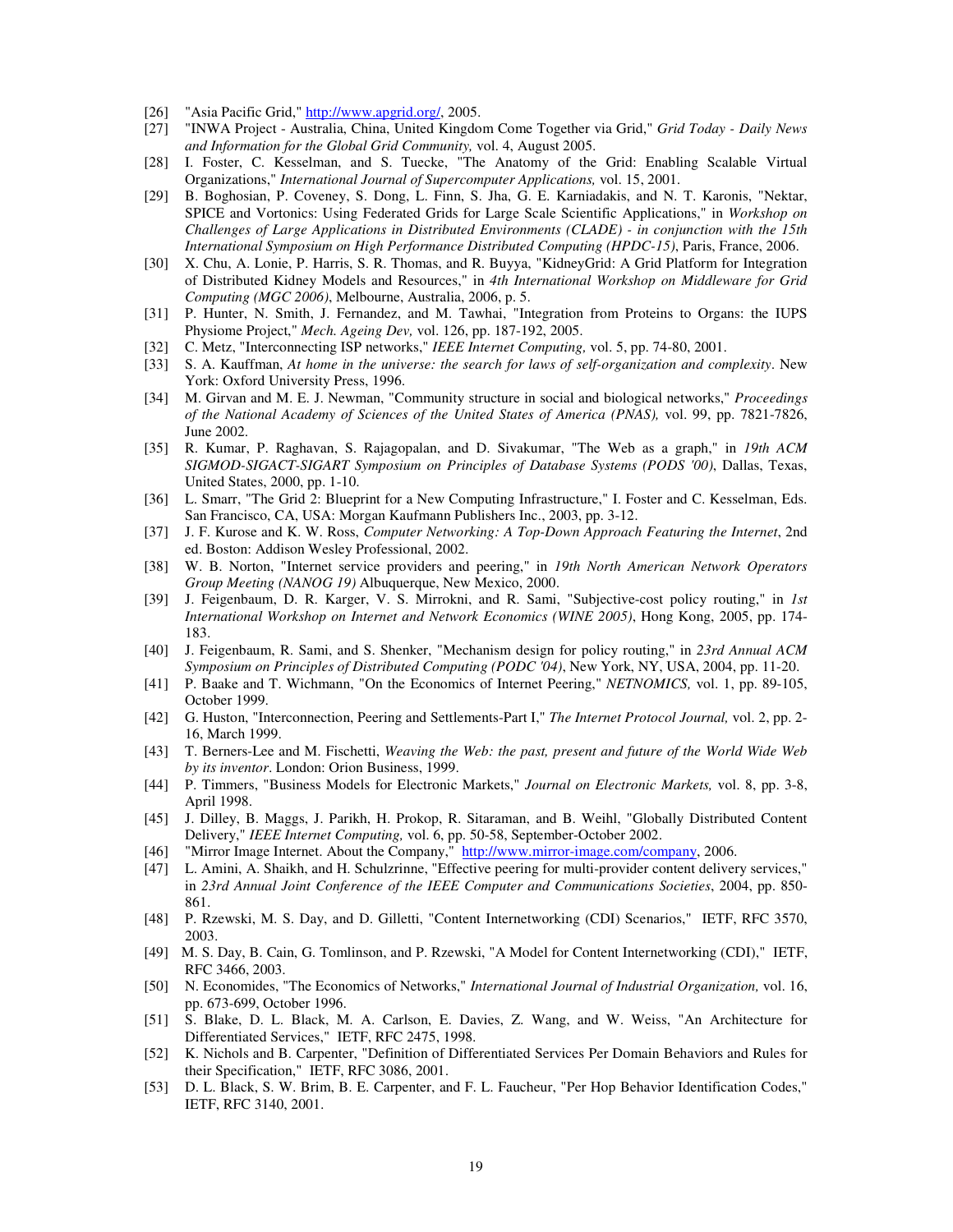[26] "Asia Pacific Grid," http://www.apgrid.org/, 2005.

[27] "INWA Project - Australia, China, United Kingdom Come Together via Grid," *Grid Today - Daily News and Information for the Global Grid Community,* vol. 4, August 2005.

[28] I. Foster, C. Kesselman, and S. Tuecke, "The Anatomy of the Grid: Enabling Scalable Virtual Organizations," *International Journal of Supercomputer Applications,* vol. 15, 2001.

[29] B. Boghosian, P. Coveney, S. Dong, L. Finn, S. Jha, G. E. Karniadakis, and N. T. Karonis, "Nektar, SPICE and Vortonics: Using Federated Grids for Large Scale Scientific Applications," in *Workshop on Challenges of Large Applications in Distributed Environments (CLADE) - in conjunction with the 15th International Symposium on High Performance Distributed Computing (HPDC-15)*, Paris, France, 2006.

[30] X. Chu, A. Lonie, P. Harris, S. R. Thomas, and R. Buyya, "KidneyGrid: A Grid Platform for Integration of Distributed Kidney Models and Resources," in *4th International Workshop on Middleware for Grid Computing (MGC 2006)*, Melbourne, Australia, 2006, p. 5.

[31] P. Hunter, N. Smith, J. Fernandez, and M. Tawhai, "Integration from Proteins to Organs: the IUPS Physiome Project," *Mech. Ageing Dev,* vol. 126, pp. 187-192, 2005.

[32] C. Metz, "Interconnecting ISP networks," *IEEE Internet Computing,* vol. 5, pp. 74-80, 2001.

[33] S. A. Kauffman, *At home in the universe: the search for laws of self-organization and complexity*. New York: Oxford University Press, 1996.

[34] M. Girvan and M. E. J. Newman, "Community structure in social and biological networks," *Proceedings of the National Academy of Sciences of the United States of America (PNAS),* vol. 99, pp. 7821-7826, June 2002.

[35] R. Kumar, P. Raghavan, S. Rajagopalan, and D. Sivakumar, "The Web as a graph," in *19th ACM SIGMOD-SIGACT-SIGART Symposium on Principles of Database Systems (PODS '00)*, Dallas, Texas, United States, 2000, pp. 1-10.

[36] L. Smarr, "The Grid 2: Blueprint for a New Computing Infrastructure," I. Foster and C. Kesselman, Eds. San Francisco, CA, USA: Morgan Kaufmann Publishers Inc., 2003, pp. 3-12.

[37] J. F. Kurose and K. W. Ross, *Computer Networking: A Top-Down Approach Featuring the Internet*, 2nd ed. Boston: Addison Wesley Professional, 2002.

[38] W. B. Norton, "Internet service providers and peering," in *19th North American Network Operators Group Meeting (NANOG 19)* Albuquerque, New Mexico, 2000.

[39] J. Feigenbaum, D. R. Karger, V. S. Mirrokni, and R. Sami, "Subjective-cost policy routing," in *1st International Workshop on Internet and Network Economics (WINE 2005)*, Hong Kong, 2005, pp. 174-183.

[40] J. Feigenbaum, R. Sami, and S. Shenker, "Mechanism design for policy routing," in *23rd Annual ACM Symposium on Principles of Distributed Computing (PODC '04)*, New York, NY, USA, 2004, pp. 11-20.

[41] P. Baake and T. Wichmann, "On the Economics of Internet Peering," *NETNOMICS,* vol. 1, pp. 89-105, October 1999.

[42] G. Huston, "Interconnection, Peering and Settlements-Part I," *The Internet Protocol Journal,* vol. 2, pp. 2-16, March 1999.

[43] T. Berners-Lee and M. Fischetti, *Weaving the Web: the past, present and future of the World Wide Web by its inventor*. London: Orion Business, 1999.

[44] P. Timmers, "Business Models for Electronic Markets," *Journal on Electronic Markets,* vol. 8, pp. 3-8, April 1998.

[45] J. Dilley, B. Maggs, J. Parikh, H. Prokop, R. Sitaraman, and B. Weihl, "Globally Distributed Content Delivery," *IEEE Internet Computing,* vol. 6, pp. 50-58, September-October 2002.

[46] "Mirror Image Internet. About the Company," http://www.mirror-image.com/company, 2006.

[47] L. Amini, A. Shaikh, and H. Schulzrinne, "Effective peering for multi-provider content delivery services," in *23rd Annual Joint Conference of the IEEE Computer and Communications Societies*, 2004, pp. 850-861.

[48] P. Rzewski, M. S. Day, and D. Gilletti, "Content Internetworking (CDI) Scenarios," IETF, RFC 3570, 2003.

[49] M. S. Day, B. Cain, G. Tomlinson, and P. Rzewski, "A Model for Content Internetworking (CDI)," IETF, RFC 3466, 2003.

[50] N. Economides, "The Economics of Networks," *International Journal of Industrial Organization,* vol. 16, pp. 673-699, October 1996.

[51] S. Blake, D. L. Black, M. A. Carlson, E. Davies, Z. Wang, and W. Weiss, "An Architecture for Differentiated Services," IETF, RFC 2475, 1998.

[52] K. Nichols and B. Carpenter, "Definition of Differentiated Services Per Domain Behaviors and Rules for their Specification," IETF, RFC 3086, 2001.

[53] D. L. Black, S. W. Brim, B. E. Carpenter, and F. L. Faucheur, "Per Hop Behavior Identification Codes," IETF, RFC 3140, 2001.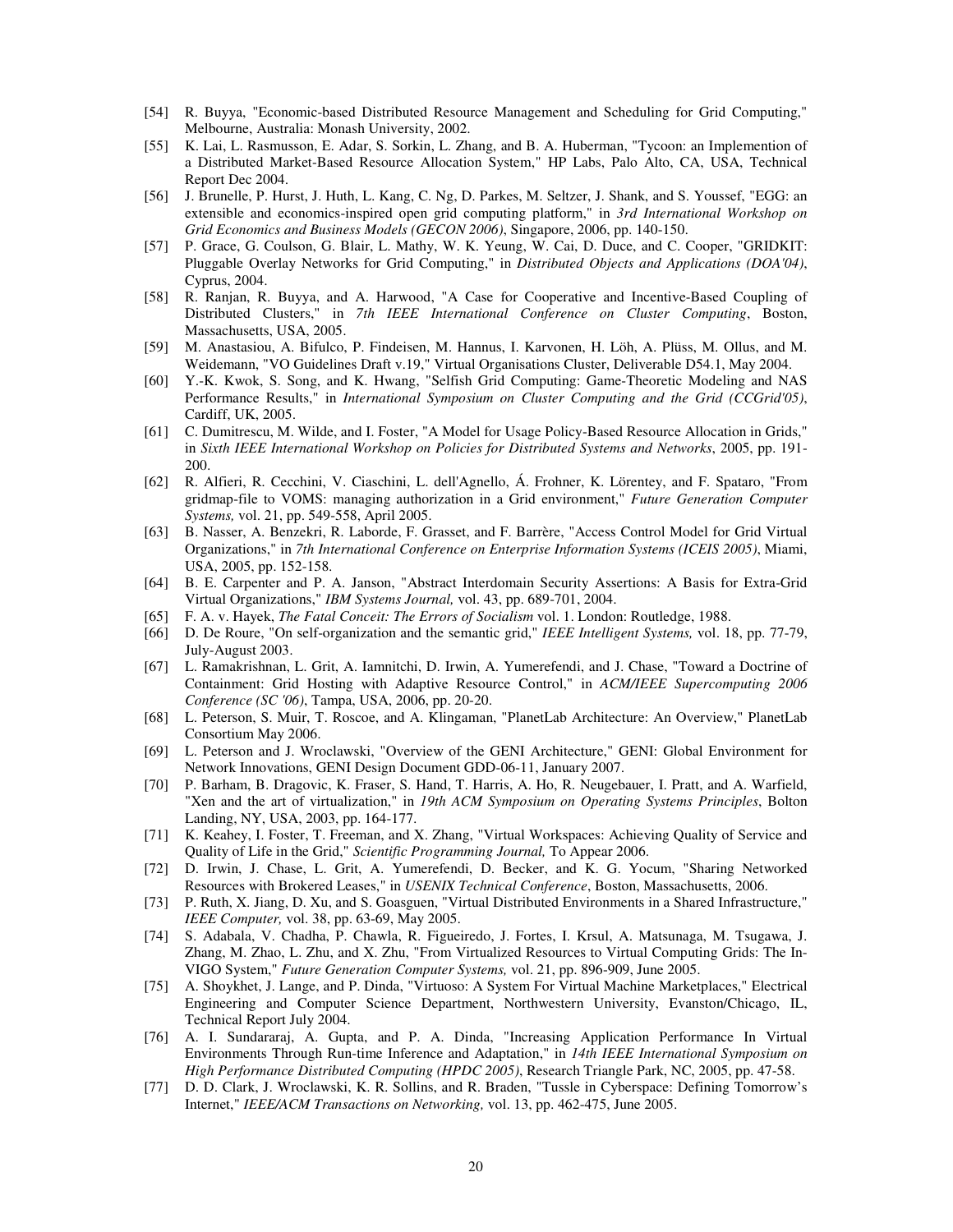[54] R. Buyya, "Economic-based Distributed Resource Management and Scheduling for Grid Computing," Melbourne, Australia: Monash University, 2002.

[55] K. Lai, L. Rasmusson, E. Adar, S. Sorkin, L. Zhang, and B. A. Huberman, "Tycoon: an Implemention of a Distributed Market-Based Resource Allocation System," HP Labs, Palo Alto, CA, USA, Technical Report Dec 2004.

[56] J. Brunelle, P. Hurst, J. Huth, L. Kang, C. Ng, D. Parkes, M. Seltzer, J. Shank, and S. Youssef, "EGG: an extensible and economics-inspired open grid computing platform," in *3rd International Workshop on Grid Economics and Business Models (GECON 2006)*, Singapore, 2006, pp. 140-150.

[57] P. Grace, G. Coulson, G. Blair, L. Mathy, W. K. Yeung, W. Cai, D. Duce, and C. Cooper, "GRIDKIT: Pluggable Overlay Networks for Grid Computing," in *Distributed Objects and Applications (DOA'04)*, Cyprus, 2004.

[58] R. Ranjan, R. Buyya, and A. Harwood, "A Case for Cooperative and Incentive-Based Coupling of Distributed Clusters," in *7th IEEE International Conference on Cluster Computing*, Boston, Massachusetts, USA, 2005.

[59] M. Anastasiou, A. Bifulco, P. Findeisen, M. Hannus, I. Karvonen, H. Löh, A. Plüss, M. Ollus, and M. Weidemann, "VO Guidelines Draft v.19," Virtual Organisations Cluster, Deliverable D54.1, May 2004.

[60] Y.-K. Kwok, S. Song, and K. Hwang, "Selfish Grid Computing: Game-Theoretic Modeling and NAS Performance Results," in *International Symposium on Cluster Computing and the Grid (CCGrid'05)*, Cardiff, UK, 2005.

[61] C. Dumitrescu, M. Wilde, and I. Foster, "A Model for Usage Policy-Based Resource Allocation in Grids," in *Sixth IEEE International Workshop on Policies for Distributed Systems and Networks*, 2005, pp. 191-200.

[62] R. Alfieri, R. Cecchini, V. Ciaschini, L. dell'Agnello, Á. Frohner, K. Lörentey, and F. Spataro, "From gridmap-file to VOMS: managing authorization in a Grid environment," *Future Generation Computer Systems,* vol. 21, pp. 549-558, April 2005.

[63] B. Nasser, A. Benzekri, R. Laborde, F. Grasset, and F. Barrère, "Access Control Model for Grid Virtual Organizations," in *7th International Conference on Enterprise Information Systems (ICEIS 2005)*, Miami, USA, 2005, pp. 152-158.

[64] B. E. Carpenter and P. A. Janson, "Abstract Interdomain Security Assertions: A Basis for Extra-Grid Virtual Organizations," *IBM Systems Journal,* vol. 43, pp. 689-701, 2004.

[65] F. A. v. Hayek, *The Fatal Conceit: The Errors of Socialism* vol. 1. London: Routledge, 1988.

[66] D. De Roure, "On self-organization and the semantic grid," *IEEE Intelligent Systems,* vol. 18, pp. 77-79, July-August 2003.

[67] L. Ramakrishnan, L. Grit, A. Iamnitchi, D. Irwin, A. Yumerefendi, and J. Chase, "Toward a Doctrine of Containment: Grid Hosting with Adaptive Resource Control," in *ACM/IEEE Supercomputing 2006 Conference (SC '06)*, Tampa, USA, 2006, pp. 20-20.

[68] L. Peterson, S. Muir, T. Roscoe, and A. Klingaman, "PlanetLab Architecture: An Overview," PlanetLab Consortium May 2006.

[69] L. Peterson and J. Wroclawski, "Overview of the GENI Architecture," GENI: Global Environment for Network Innovations, GENI Design Document GDD-06-11, January 2007.

[70] P. Barham, B. Dragovic, K. Fraser, S. Hand, T. Harris, A. Ho, R. Neugebauer, I. Pratt, and A. Warfield, "Xen and the art of virtualization," in *19th ACM Symposium on Operating Systems Principles*, Bolton Landing, NY, USA, 2003, pp. 164-177.

[71] K. Keahey, I. Foster, T. Freeman, and X. Zhang, "Virtual Workspaces: Achieving Quality of Service and Quality of Life in the Grid," *Scientific Programming Journal,* To Appear 2006.

[72] D. Irwin, J. Chase, L. Grit, A. Yumerefendi, D. Becker, and K. G. Yocum, "Sharing Networked Resources with Brokered Leases," in *USENIX Technical Conference*, Boston, Massachusetts, 2006.

[73] P. Ruth, X. Jiang, D. Xu, and S. Goasguen, "Virtual Distributed Environments in a Shared Infrastructure," *IEEE Computer,* vol. 38, pp. 63-69, May 2005.

[74] S. Adabala, V. Chadha, P. Chawla, R. Figueiredo, J. Fortes, I. Krsul, A. Matsunaga, M. Tsugawa, J. Zhang, M. Zhao, L. Zhu, and X. Zhu, "From Virtualized Resources to Virtual Computing Grids: The In-VIGO System," *Future Generation Computer Systems,* vol. 21, pp. 896-909, June 2005.

[75] A. Shoykhet, J. Lange, and P. Dinda, "Virtuoso: A System For Virtual Machine Marketplaces," Electrical Engineering and Computer Science Department, Northwestern University, Evanston/Chicago, IL, Technical Report July 2004.

[76] A. I. Sundararaj, A. Gupta, and P. A. Dinda, "Increasing Application Performance In Virtual Environments Through Run-time Inference and Adaptation," in *14th IEEE International Symposium on High Performance Distributed Computing (HPDC 2005)*, Research Triangle Park, NC, 2005, pp. 47-58.

[77] D. D. Clark, J. Wroclawski, K. R. Sollins, and R. Braden, "Tussle in Cyberspace: Defining Tomorrow's Internet," *IEEE/ACM Transactions on Networking,* vol. 13, pp. 462-475, June 2005.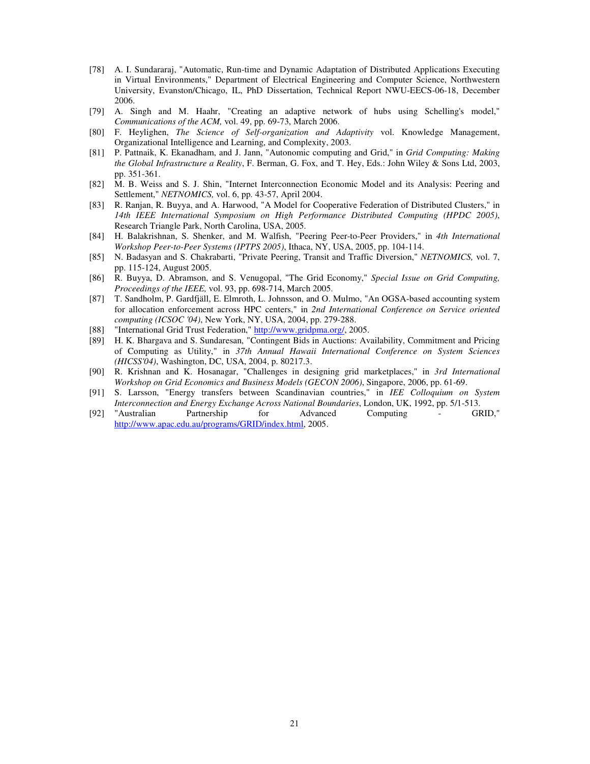[78] A. I. Sundararaj, "Automatic, Run-time and Dynamic Adaptation of Distributed Applications Executing in Virtual Environments," Department of Electrical Engineering and Computer Science, Northwestern University, Evanston/Chicago, IL, PhD Dissertation, Technical Report NWU-EECS-06-18, December 2006.

[79] A. Singh and M. Haahr, "Creating an adaptive network of hubs using Schelling's model," *Communications of the ACM,* vol. 49, pp. 69-73, March 2006.

[80] F. Heylighen, *The Science of Self-organization and Adaptivity* vol. Knowledge Management, Organizational Intelligence and Learning, and Complexity, 2003.

[81] P. Pattnaik, K. Ekanadham, and J. Jann, "Autonomic computing and Grid," in *Grid Computing: Making the Global Infrastructure a Reality*, F. Berman, G. Fox, and T. Hey, Eds.: John Wiley & Sons Ltd, 2003, pp. 351-361.

[82] M. B. Weiss and S. J. Shin, "Internet Interconnection Economic Model and its Analysis: Peering and Settlement," *NETNOMICS,* vol. 6, pp. 43-57, April 2004.

[83] R. Ranjan, R. Buyya, and A. Harwood, "A Model for Cooperative Federation of Distributed Clusters," in *14th IEEE International Symposium on High Performance Distributed Computing (HPDC 2005)*, Research Triangle Park, North Carolina, USA, 2005.

[84] H. Balakrishnan, S. Shenker, and M. Walfish, "Peering Peer-to-Peer Providers," in *4th International Workshop Peer-to-Peer Systems (IPTPS 2005)*, Ithaca, NY, USA, 2005, pp. 104-114.

[85] N. Badasyan and S. Chakrabarti, "Private Peering, Transit and Traffic Diversion," *NETNOMICS,* vol. 7, pp. 115-124, August 2005.

[86] R. Buyya, D. Abramson, and S. Venugopal, "The Grid Economy," *Special Issue on Grid Computing, Proceedings of the IEEE,* vol. 93, pp. 698-714, March 2005.

[87] T. Sandholm, P. Gardfjäll, E. Elmroth, L. Johnsson, and O. Mulmo, "An OGSA-based accounting system for allocation enforcement across HPC centers," in *2nd International Conference on Service oriented computing (ICSOC '04)*, New York, NY, USA, 2004, pp. 279-288.

[88] "International Grid Trust Federation," http://www.gridpma.org/, 2005.

[89] H. K. Bhargava and S. Sundaresan, "Contingent Bids in Auctions: Availability, Commitment and Pricing of Computing as Utility," in *37th Annual Hawaii International Conference on System Sciences (HICSS'04)*, Washington, DC, USA, 2004, p. 80217.3.

[90] R. Krishnan and K. Hosanagar, "Challenges in designing grid marketplaces," in *3rd International Workshop on Grid Economics and Business Models (GECON 2006)*, Singapore, 2006, pp. 61-69.

[91] S. Larsson, "Energy transfers between Scandinavian countries," in *IEE Colloquium on System Interconnection and Energy Exchange Across National Boundaries*, London, UK, 1992, pp. 5/1-513.

[92] "Australian Partnership for Advanced Computing - GRID," http://www.apac.edu.au/programs/GRID/index.html, 2005.